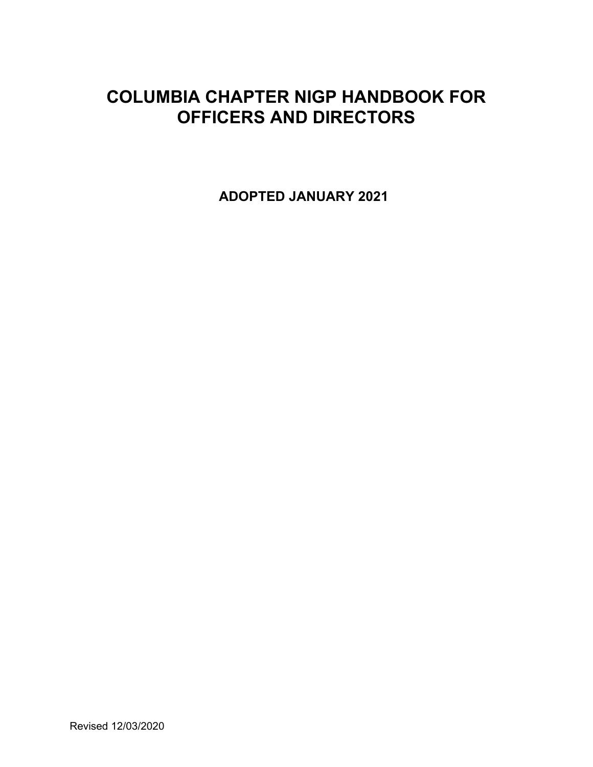# COLUMBIA CHAPTER NIGP HANDBOOK FOR OFFICERS AND DIRECTORS

**ADOPTED JANUARY 2021**

Revised 12/03/2020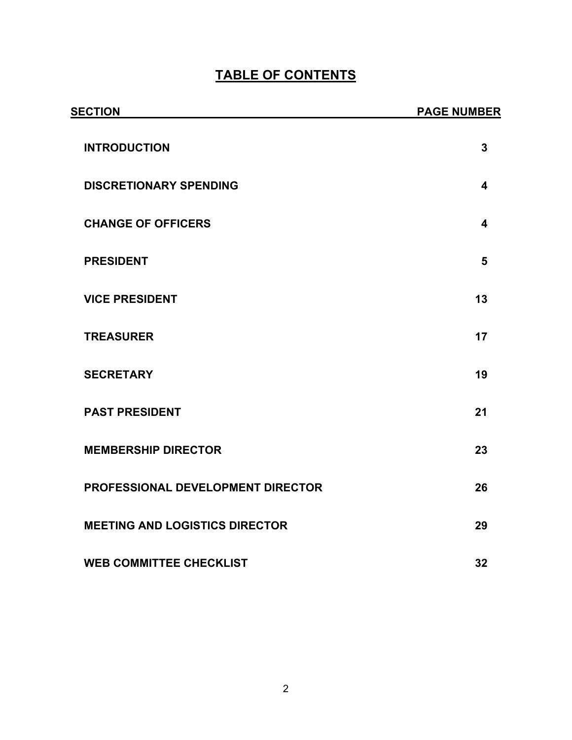# TABLE OF CONTENTS

| SECTION | PAGE NUMBER |
| --- | --- |
| **INTRODUCTION** | **3** |
| **DISCRETIONARY SPENDING** | **4** |
| **CHANGE OF OFFICERS** | **4** |
| **PRESIDENT** | **5** |
| **VICE PRESIDENT** | **13** |
| **TREASURER** | **17** |
| **SECRETARY** | **19** |
| **PAST PRESIDENT** | **21** |
| **MEMBERSHIP DIRECTOR** | **23** |
| **PROFESSIONAL DEVELOPMENT DIRECTOR** | **26** |
| **MEETING AND LOGISTICS DIRECTOR** | **29** |
| **WEB COMMITTEE CHECKLIST** | **32** |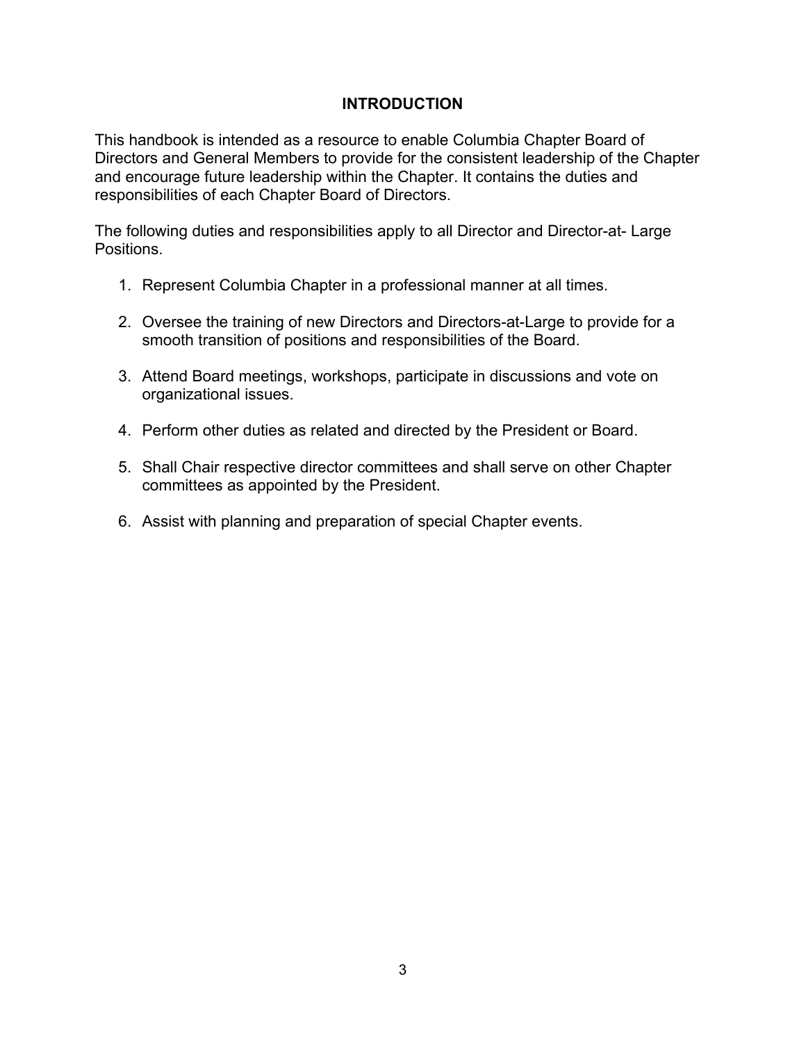## INTRODUCTION

This handbook is intended as a resource to enable Columbia Chapter Board of Directors and General Members to provide for the consistent leadership of the Chapter and encourage future leadership within the Chapter. It contains the duties and responsibilities of each Chapter Board of Directors.

The following duties and responsibilities apply to all Director and Director-at- Large Positions.

1. Represent Columbia Chapter in a professional manner at all times.

2. Oversee the training of new Directors and Directors-at-Large to provide for a smooth transition of positions and responsibilities of the Board.

3. Attend Board meetings, workshops, participate in discussions and vote on organizational issues.

4. Perform other duties as related and directed by the President or Board.

5. Shall Chair respective director committees and shall serve on other Chapter committees as appointed by the President.

6. Assist with planning and preparation of special Chapter events.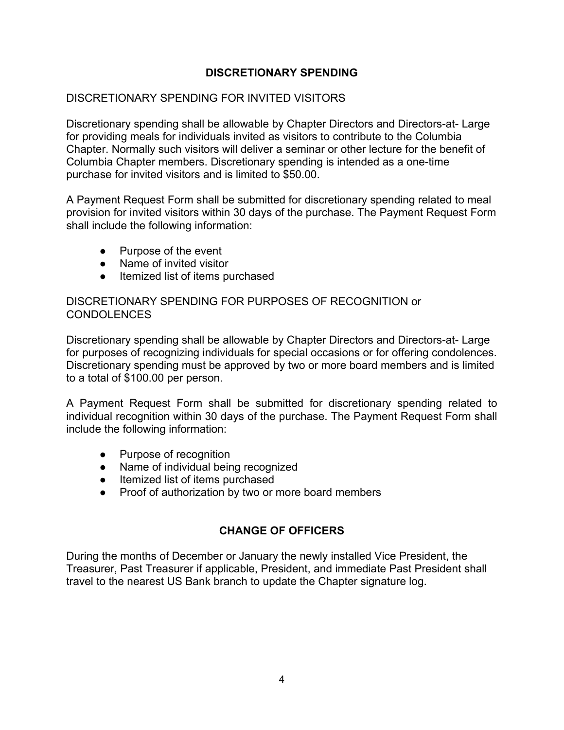## DISCRETIONARY SPENDING

### DISCRETIONARY SPENDING FOR INVITED VISITORS

Discretionary spending shall be allowable by Chapter Directors and Directors-at- Large for providing meals for individuals invited as visitors to contribute to the Columbia Chapter. Normally such visitors will deliver a seminar or other lecture for the benefit of Columbia Chapter members. Discretionary spending is intended as a one-time purchase for invited visitors and is limited to $50.00.

A Payment Request Form shall be submitted for discretionary spending related to meal provision for invited visitors within 30 days of the purchase. The Payment Request Form shall include the following information:

- Purpose of the event
- Name of invited visitor
- Itemized list of items purchased

### DISCRETIONARY SPENDING FOR PURPOSES OF RECOGNITION or CONDOLENCES

Discretionary spending shall be allowable by Chapter Directors and Directors-at- Large for purposes of recognizing individuals for special occasions or for offering condolences. Discretionary spending must be approved by two or more board members and is limited to a total of $100.00 per person.

A Payment Request Form shall be submitted for discretionary spending related to individual recognition within 30 days of the purchase. The Payment Request Form shall include the following information:

- Purpose of recognition
- Name of individual being recognized
- Itemized list of items purchased
- Proof of authorization by two or more board members

## CHANGE OF OFFICERS

During the months of December or January the newly installed Vice President, the Treasurer, Past Treasurer if applicable, President, and immediate Past President shall travel to the nearest US Bank branch to update the Chapter signature log.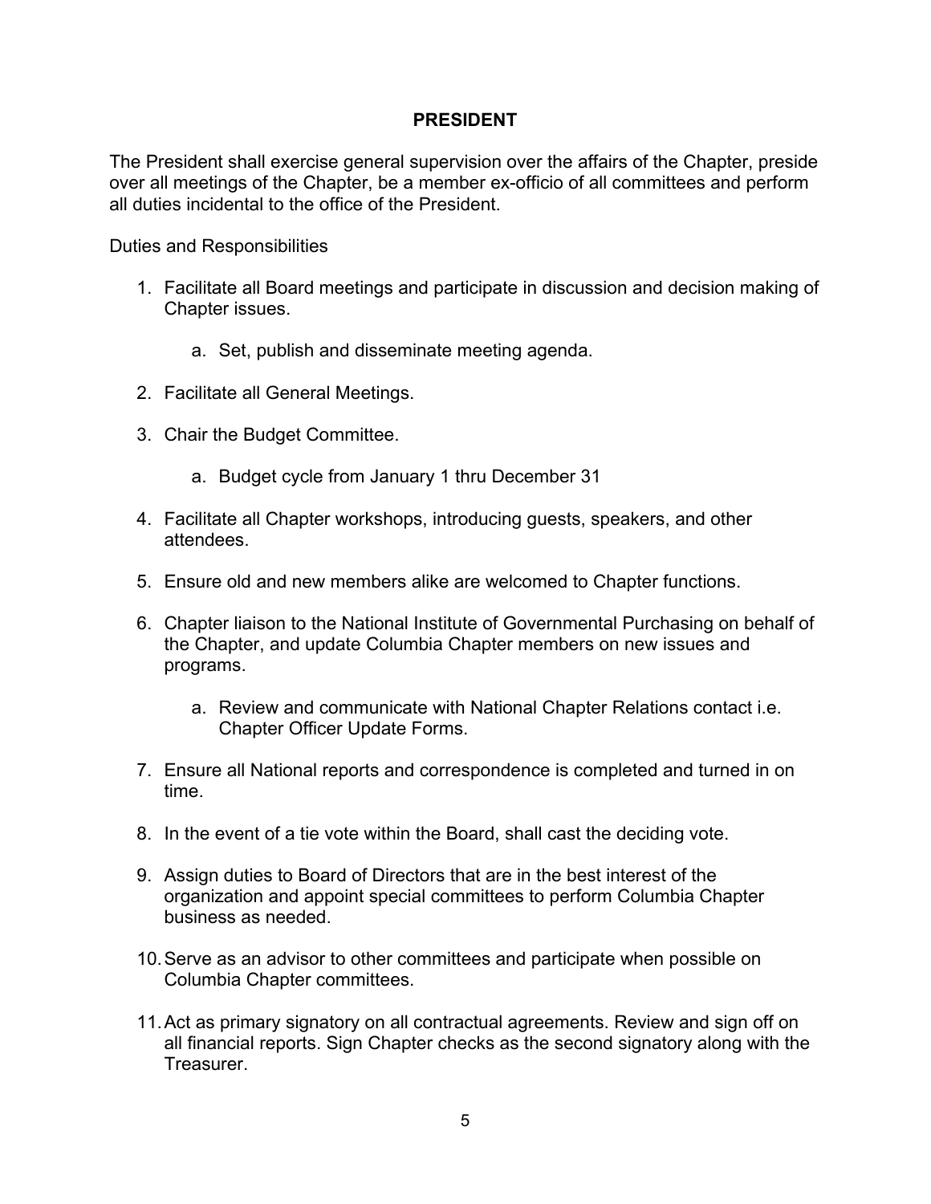## PRESIDENT

The President shall exercise general supervision over the affairs of the Chapter, preside over all meetings of the Chapter, be a member ex-officio of all committees and perform all duties incidental to the office of the President.

Duties and Responsibilities

1. Facilitate all Board meetings and participate in discussion and decision making of Chapter issues.
    a. Set, publish and disseminate meeting agenda.
2. Facilitate all General Meetings.
3. Chair the Budget Committee.
    a. Budget cycle from January 1 thru December 31
4. Facilitate all Chapter workshops, introducing guests, speakers, and other attendees.
5. Ensure old and new members alike are welcomed to Chapter functions.
6. Chapter liaison to the National Institute of Governmental Purchasing on behalf of the Chapter, and update Columbia Chapter members on new issues and programs.
    a. Review and communicate with National Chapter Relations contact i.e. Chapter Officer Update Forms.
7. Ensure all National reports and correspondence is completed and turned in on time.
8. In the event of a tie vote within the Board, shall cast the deciding vote.
9. Assign duties to Board of Directors that are in the best interest of the organization and appoint special committees to perform Columbia Chapter business as needed.
10. Serve as an advisor to other committees and participate when possible on Columbia Chapter committees.
11. Act as primary signatory on all contractual agreements. Review and sign off on all financial reports. Sign Chapter checks as the second signatory along with the Treasurer.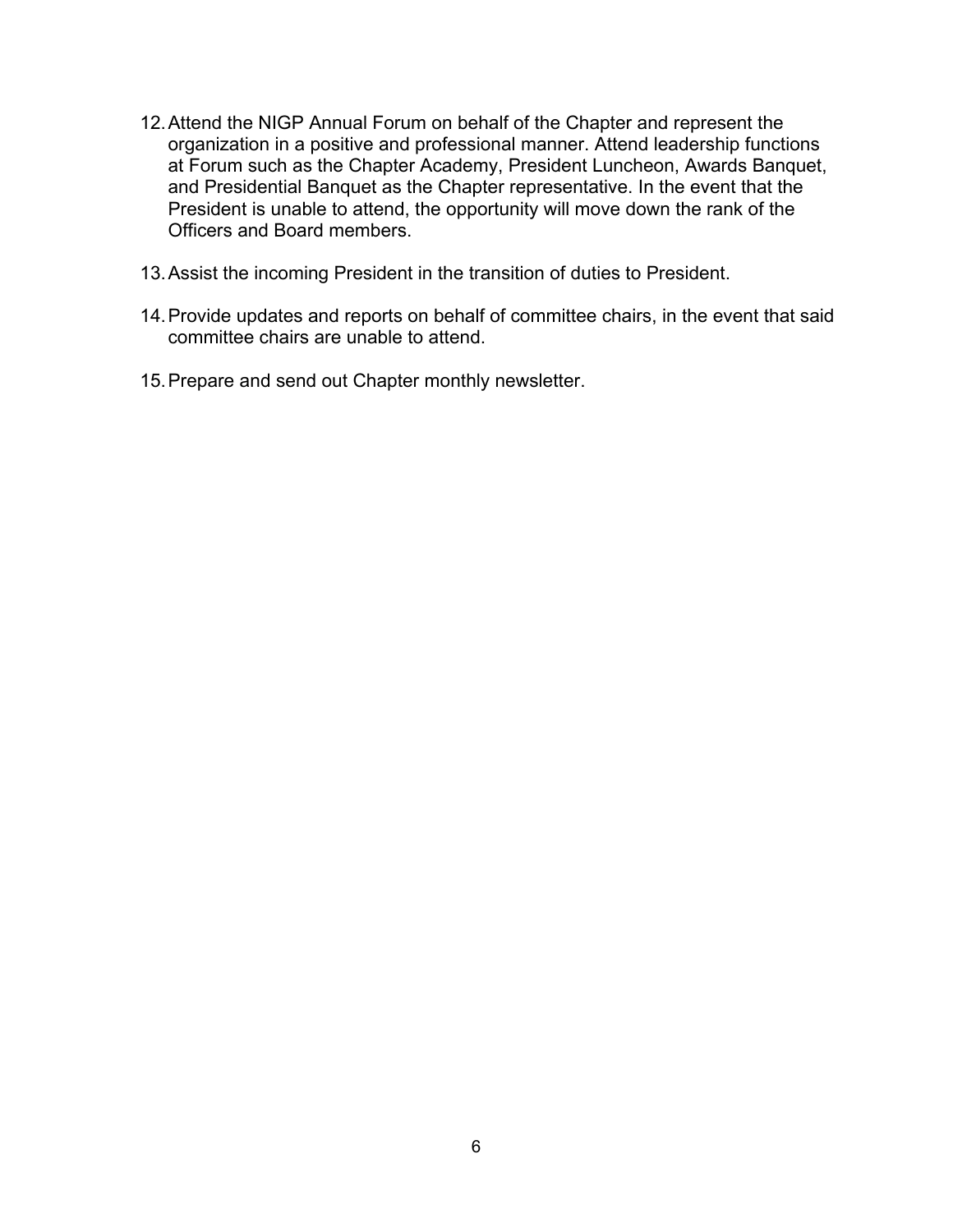12. Attend the NIGP Annual Forum on behalf of the Chapter and represent the organization in a positive and professional manner. Attend leadership functions at Forum such as the Chapter Academy, President Luncheon, Awards Banquet, and Presidential Banquet as the Chapter representative. In the event that the President is unable to attend, the opportunity will move down the rank of the Officers and Board members.

13. Assist the incoming President in the transition of duties to President.

14. Provide updates and reports on behalf of committee chairs, in the event that said committee chairs are unable to attend.

15. Prepare and send out Chapter monthly newsletter.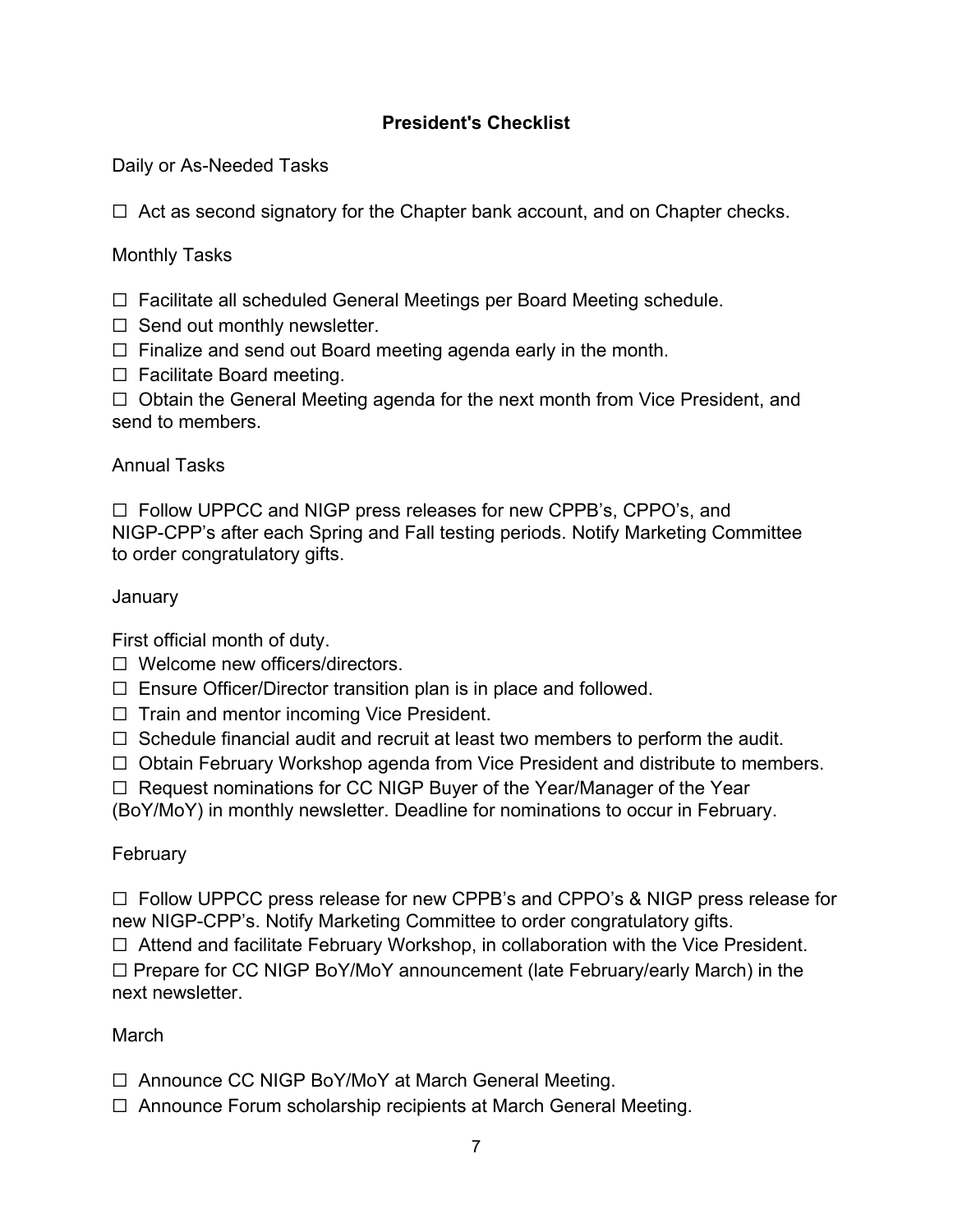## President's Checklist

Daily or As-Needed Tasks

☐ Act as second signatory for the Chapter bank account, and on Chapter checks.

Monthly Tasks

☐ Facilitate all scheduled General Meetings per Board Meeting schedule.
☐ Send out monthly newsletter.
☐ Finalize and send out Board meeting agenda early in the month.
☐ Facilitate Board meeting.
☐ Obtain the General Meeting agenda for the next month from Vice President, and send to members.

Annual Tasks

☐ Follow UPPCC and NIGP press releases for new CPPB's, CPPO's, and NIGP-CPP's after each Spring and Fall testing periods. Notify Marketing Committee to order congratulatory gifts.

January

First official month of duty.
☐ Welcome new officers/directors.
☐ Ensure Officer/Director transition plan is in place and followed.
☐ Train and mentor incoming Vice President.
☐ Schedule financial audit and recruit at least two members to perform the audit.
☐ Obtain February Workshop agenda from Vice President and distribute to members.
☐ Request nominations for CC NIGP Buyer of the Year/Manager of the Year (BoY/MoY) in monthly newsletter. Deadline for nominations to occur in February.

February

☐ Follow UPPCC press release for new CPPB's and CPPO's & NIGP press release for new NIGP-CPP's. Notify Marketing Committee to order congratulatory gifts.
☐ Attend and facilitate February Workshop, in collaboration with the Vice President.
☐ Prepare for CC NIGP BoY/MoY announcement (late February/early March) in the next newsletter.

March

☐ Announce CC NIGP BoY/MoY at March General Meeting.
☐ Announce Forum scholarship recipients at March General Meeting.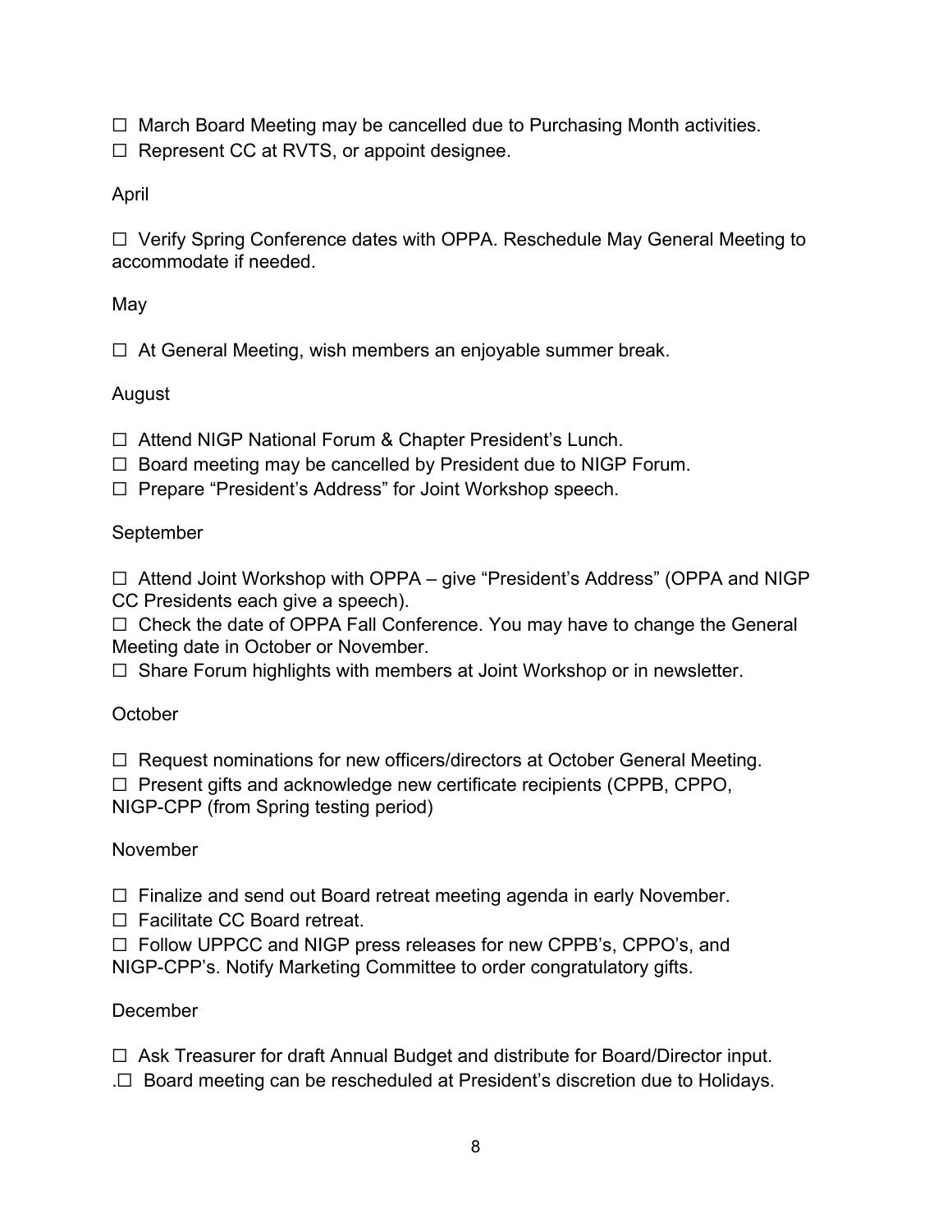☐ March Board Meeting may be cancelled due to Purchasing Month activities.
☐ Represent CC at RVTS, or appoint designee.

April

☐ Verify Spring Conference dates with OPPA. Reschedule May General Meeting to accommodate if needed.

May

☐ At General Meeting, wish members an enjoyable summer break.

August

☐ Attend NIGP National Forum & Chapter President's Lunch.
☐ Board meeting may be cancelled by President due to NIGP Forum.
☐ Prepare "President's Address" for Joint Workshop speech.

September

☐ Attend Joint Workshop with OPPA – give "President's Address" (OPPA and NIGP CC Presidents each give a speech).
☐ Check the date of OPPA Fall Conference. You may have to change the General Meeting date in October or November.
☐ Share Forum highlights with members at Joint Workshop or in newsletter.

October

☐ Request nominations for new officers/directors at October General Meeting.
☐ Present gifts and acknowledge new certificate recipients (CPPB, CPPO, NIGP-CPP (from Spring testing period)

November

☐ Finalize and send out Board retreat meeting agenda in early November.
☐ Facilitate CC Board retreat.
☐ Follow UPPCC and NIGP press releases for new CPPB's, CPPO's, and NIGP-CPP's. Notify Marketing Committee to order congratulatory gifts.

December

☐ Ask Treasurer for draft Annual Budget and distribute for Board/Director input.
.☐ Board meeting can be rescheduled at President's discretion due to Holidays.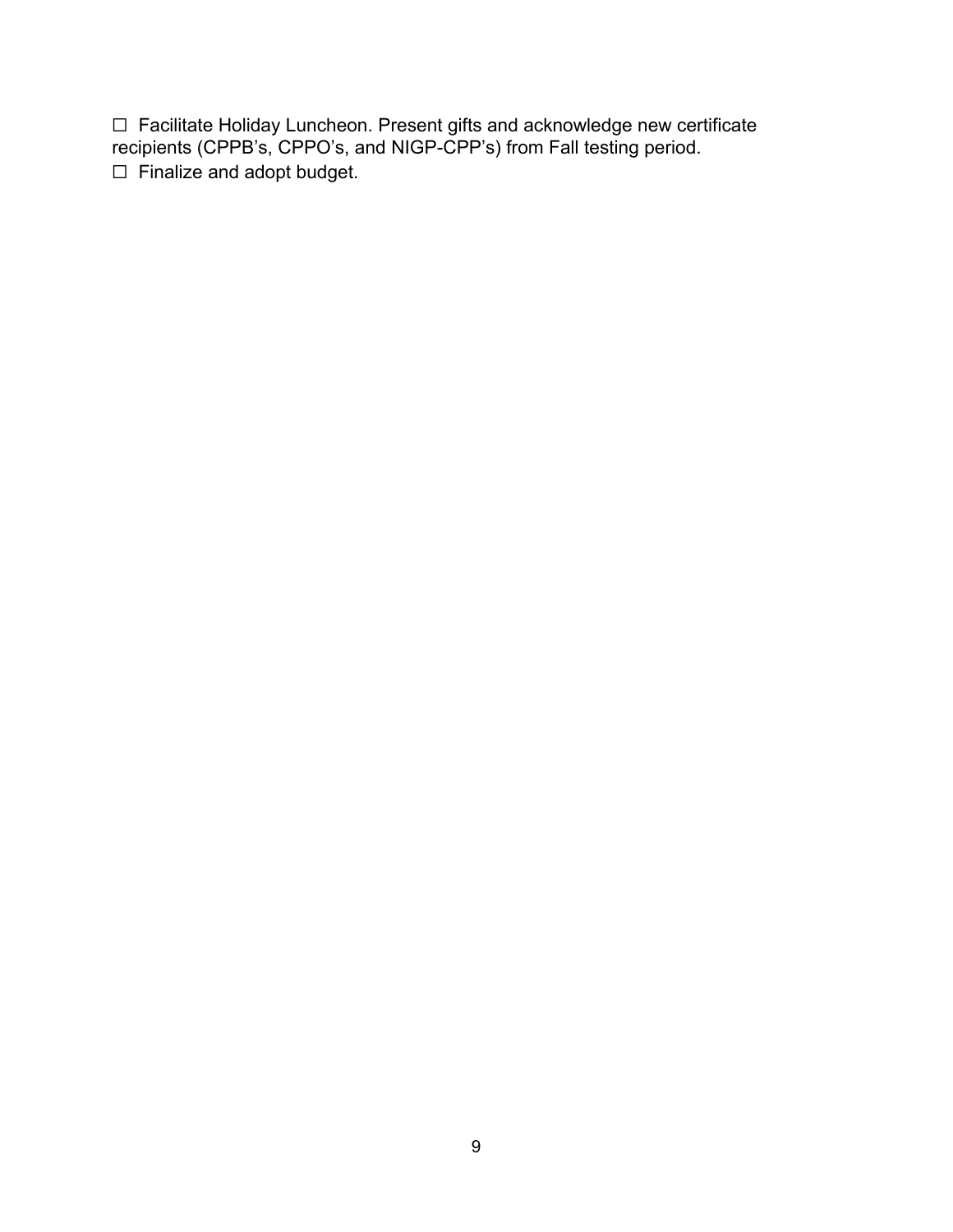☐ Facilitate Holiday Luncheon. Present gifts and acknowledge new certificate recipients (CPPB's, CPPO's, and NIGP-CPP's) from Fall testing period.

☐ Finalize and adopt budget.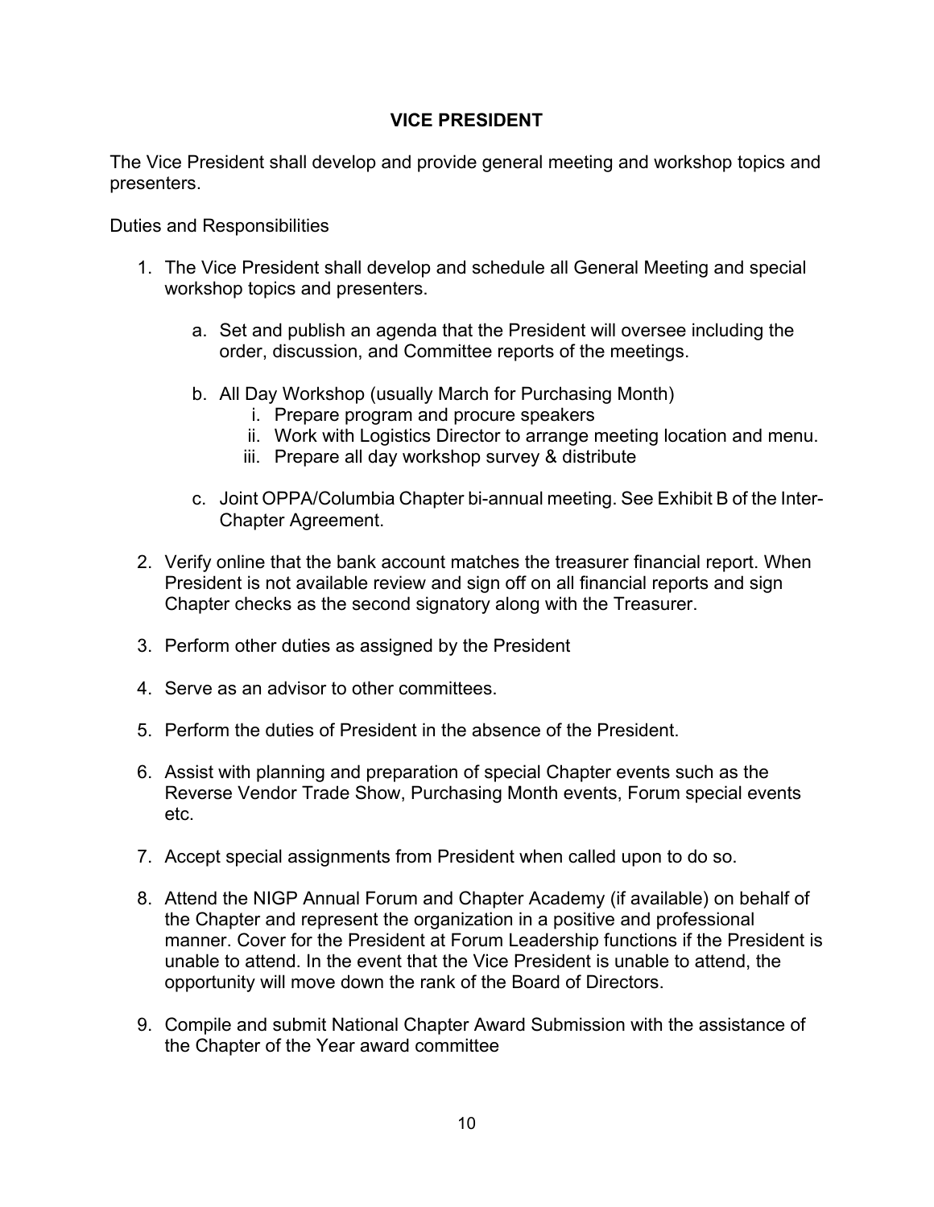## VICE PRESIDENT

The Vice President shall develop and provide general meeting and workshop topics and presenters.

Duties and Responsibilities

1. The Vice President shall develop and schedule all General Meeting and special workshop topics and presenters.

    a. Set and publish an agenda that the President will oversee including the order, discussion, and Committee reports of the meetings.

    b. All Day Workshop (usually March for Purchasing Month)
        i. Prepare program and procure speakers
        ii. Work with Logistics Director to arrange meeting location and menu.
        iii. Prepare all day workshop survey & distribute

    c. Joint OPPA/Columbia Chapter bi-annual meeting. See Exhibit B of the Inter-Chapter Agreement.

2. Verify online that the bank account matches the treasurer financial report. When President is not available review and sign off on all financial reports and sign Chapter checks as the second signatory along with the Treasurer.

3. Perform other duties as assigned by the President

4. Serve as an advisor to other committees.

5. Perform the duties of President in the absence of the President.

6. Assist with planning and preparation of special Chapter events such as the Reverse Vendor Trade Show, Purchasing Month events, Forum special events etc.

7. Accept special assignments from President when called upon to do so.

8. Attend the NIGP Annual Forum and Chapter Academy (if available) on behalf of the Chapter and represent the organization in a positive and professional manner. Cover for the President at Forum Leadership functions if the President is unable to attend. In the event that the Vice President is unable to attend, the opportunity will move down the rank of the Board of Directors.

9. Compile and submit National Chapter Award Submission with the assistance of the Chapter of the Year award committee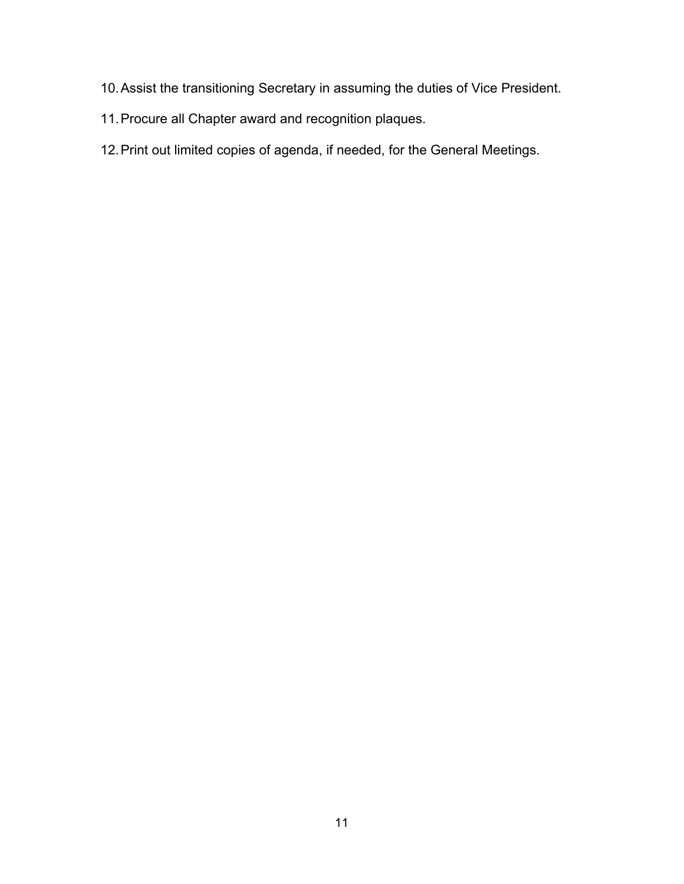10. Assist the transitioning Secretary in assuming the duties of Vice President.
11. Procure all Chapter award and recognition plaques.
12. Print out limited copies of agenda, if needed, for the General Meetings.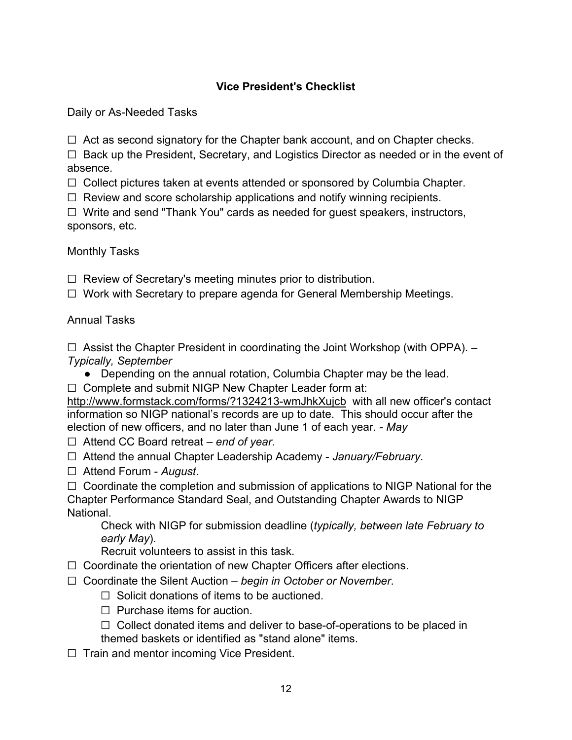## Vice President's Checklist

Daily or As-Needed Tasks

☐ Act as second signatory for the Chapter bank account, and on Chapter checks.
☐ Back up the President, Secretary, and Logistics Director as needed or in the event of absence.
☐ Collect pictures taken at events attended or sponsored by Columbia Chapter.
☐ Review and score scholarship applications and notify winning recipients.
☐ Write and send "Thank You" cards as needed for guest speakers, instructors, sponsors, etc.

Monthly Tasks

☐ Review of Secretary's meeting minutes prior to distribution.
☐ Work with Secretary to prepare agenda for General Membership Meetings.

Annual Tasks

☐ Assist the Chapter President in coordinating the Joint Workshop (with OPPA). – *Typically, September*

- Depending on the annual rotation, Columbia Chapter may be the lead.

☐ Complete and submit NIGP New Chapter Leader form at: http://www.formstack.com/forms/?1324213-wmJhkXujcb with all new officer's contact information so NIGP national's records are up to date. This should occur after the election of new officers, and no later than June 1 of each year. - *May*
☐ Attend CC Board retreat – *end of year*.
☐ Attend the annual Chapter Leadership Academy - *January/February*.
☐ Attend Forum - *August*.
☐ Coordinate the completion and submission of applications to NIGP National for the Chapter Performance Standard Seal, and Outstanding Chapter Awards to NIGP National.

  Check with NIGP for submission deadline (*typically, between late February to early May*).
  Recruit volunteers to assist in this task.

☐ Coordinate the orientation of new Chapter Officers after elections.
☐ Coordinate the Silent Auction – *begin in October or November*.

  ☐ Solicit donations of items to be auctioned.
  ☐ Purchase items for auction.
  ☐ Collect donated items and deliver to base-of-operations to be placed in themed baskets or identified as "stand alone" items.

☐ Train and mentor incoming Vice President.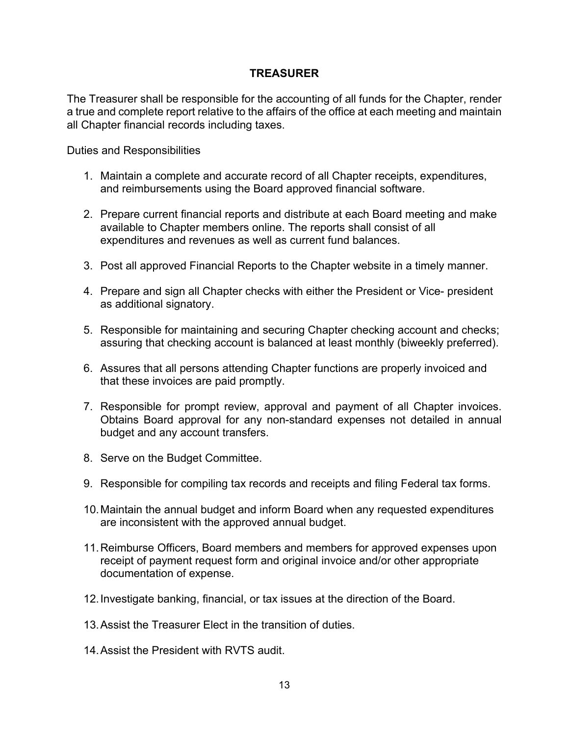## TREASURER

The Treasurer shall be responsible for the accounting of all funds for the Chapter, render a true and complete report relative to the affairs of the office at each meeting and maintain all Chapter financial records including taxes.

Duties and Responsibilities

1. Maintain a complete and accurate record of all Chapter receipts, expenditures, and reimbursements using the Board approved financial software.

2. Prepare current financial reports and distribute at each Board meeting and make available to Chapter members online. The reports shall consist of all expenditures and revenues as well as current fund balances.

3. Post all approved Financial Reports to the Chapter website in a timely manner.

4. Prepare and sign all Chapter checks with either the President or Vice- president as additional signatory.

5. Responsible for maintaining and securing Chapter checking account and checks; assuring that checking account is balanced at least monthly (biweekly preferred).

6. Assures that all persons attending Chapter functions are properly invoiced and that these invoices are paid promptly.

7. Responsible for prompt review, approval and payment of all Chapter invoices. Obtains Board approval for any non-standard expenses not detailed in annual budget and any account transfers.

8. Serve on the Budget Committee.

9. Responsible for compiling tax records and receipts and filing Federal tax forms.

10. Maintain the annual budget and inform Board when any requested expenditures are inconsistent with the approved annual budget.

11. Reimburse Officers, Board members and members for approved expenses upon receipt of payment request form and original invoice and/or other appropriate documentation of expense.

12. Investigate banking, financial, or tax issues at the direction of the Board.

13. Assist the Treasurer Elect in the transition of duties.

14. Assist the President with RVTS audit.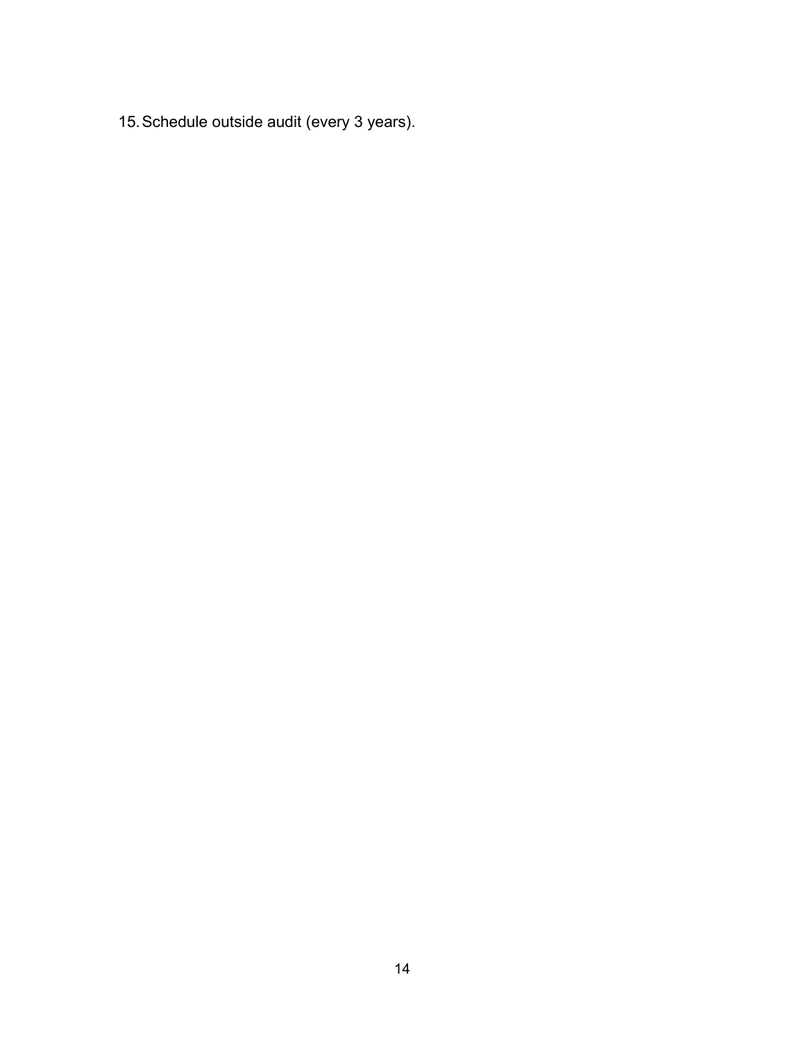15. Schedule outside audit (every 3 years).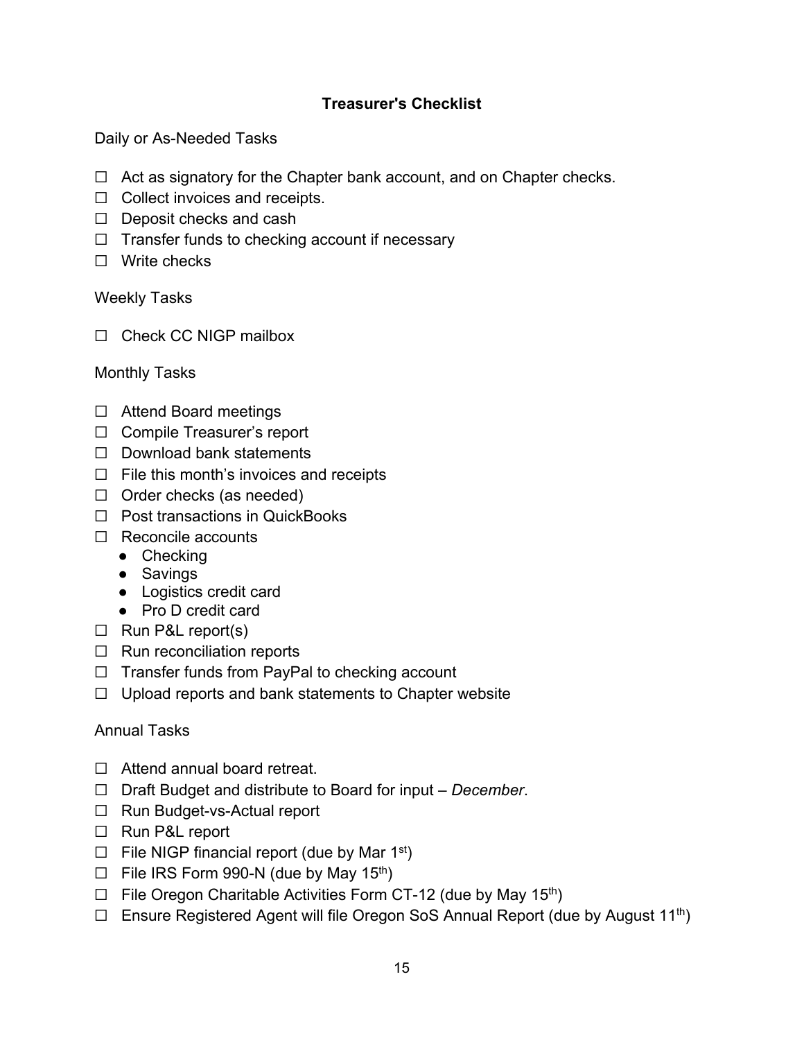## Treasurer's Checklist

Daily or As-Needed Tasks

- ☐ Act as signatory for the Chapter bank account, and on Chapter checks.
- ☐ Collect invoices and receipts.
- ☐ Deposit checks and cash
- ☐ Transfer funds to checking account if necessary
- ☐ Write checks

Weekly Tasks

- ☐ Check CC NIGP mailbox

Monthly Tasks

- ☐ Attend Board meetings
- ☐ Compile Treasurer's report
- ☐ Download bank statements
- ☐ File this month's invoices and receipts
- ☐ Order checks (as needed)
- ☐ Post transactions in QuickBooks
- ☐ Reconcile accounts
  - Checking
  - Savings
  - Logistics credit card
  - Pro D credit card
- ☐ Run P&L report(s)
- ☐ Run reconciliation reports
- ☐ Transfer funds from PayPal to checking account
- ☐ Upload reports and bank statements to Chapter website

Annual Tasks

- ☐ Attend annual board retreat.
- ☐ Draft Budget and distribute to Board for input – *December*.
- ☐ Run Budget-vs-Actual report
- ☐ Run P&L report
- ☐ File NIGP financial report (due by Mar 1st)
- ☐ File IRS Form 990-N (due by May 15th)
- ☐ File Oregon Charitable Activities Form CT-12 (due by May 15th)
- ☐ Ensure Registered Agent will file Oregon SoS Annual Report (due by August 11th)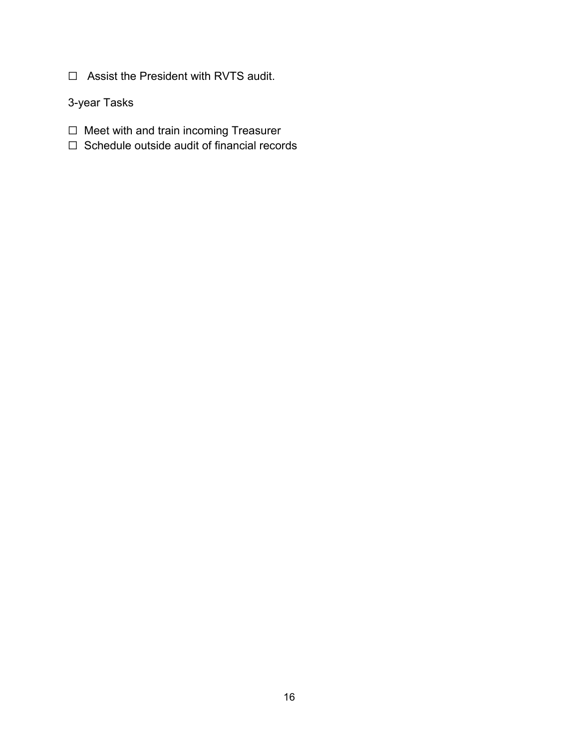☐ Assist the President with RVTS audit.

3-year Tasks

☐ Meet with and train incoming Treasurer
☐ Schedule outside audit of financial records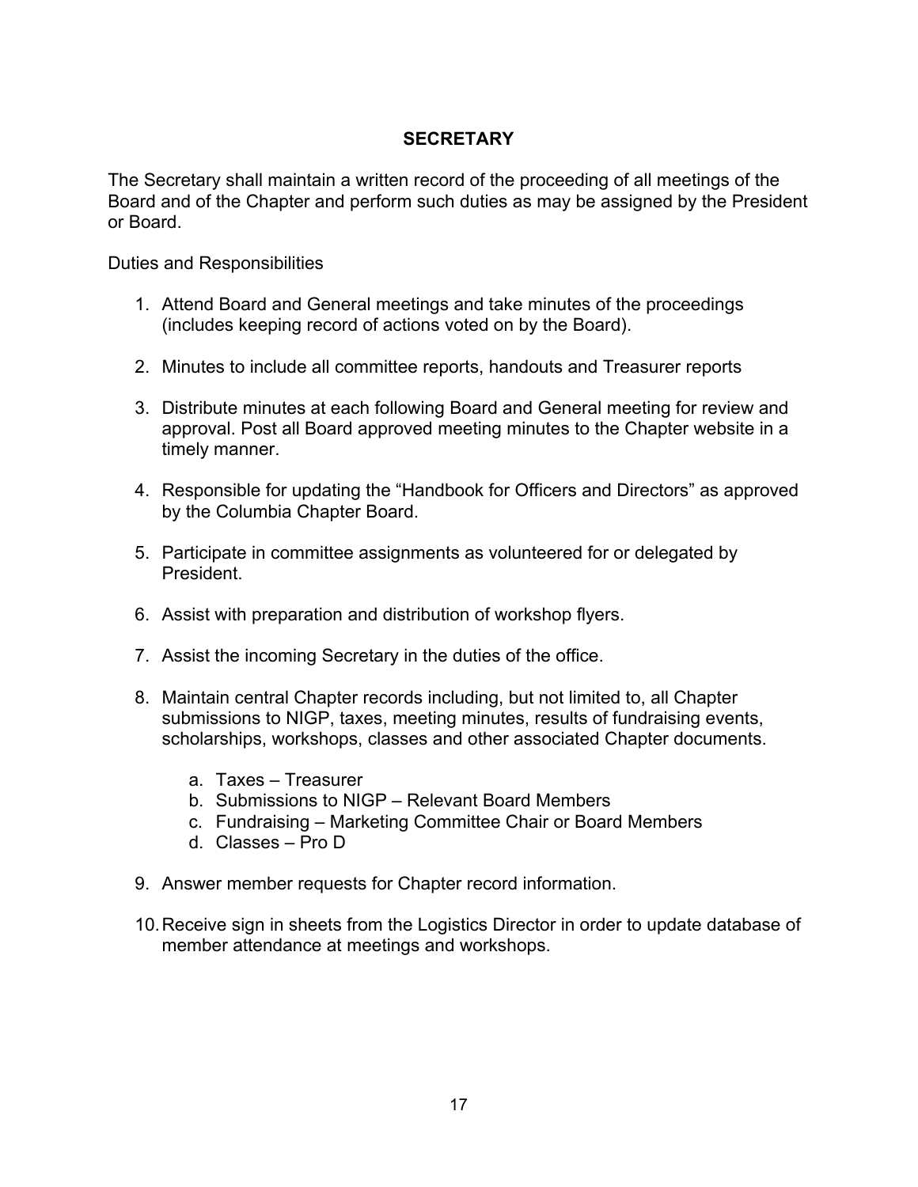## SECRETARY

The Secretary shall maintain a written record of the proceeding of all meetings of the Board and of the Chapter and perform such duties as may be assigned by the President or Board.

Duties and Responsibilities

1. Attend Board and General meetings and take minutes of the proceedings (includes keeping record of actions voted on by the Board).

2. Minutes to include all committee reports, handouts and Treasurer reports

3. Distribute minutes at each following Board and General meeting for review and approval. Post all Board approved meeting minutes to the Chapter website in a timely manner.

4. Responsible for updating the "Handbook for Officers and Directors" as approved by the Columbia Chapter Board.

5. Participate in committee assignments as volunteered for or delegated by President.

6. Assist with preparation and distribution of workshop flyers.

7. Assist the incoming Secretary in the duties of the office.

8. Maintain central Chapter records including, but not limited to, all Chapter submissions to NIGP, taxes, meeting minutes, results of fundraising events, scholarships, workshops, classes and other associated Chapter documents.

    a. Taxes – Treasurer
    b. Submissions to NIGP – Relevant Board Members
    c. Fundraising – Marketing Committee Chair or Board Members
    d. Classes – Pro D

9. Answer member requests for Chapter record information.

10. Receive sign in sheets from the Logistics Director in order to update database of member attendance at meetings and workshops.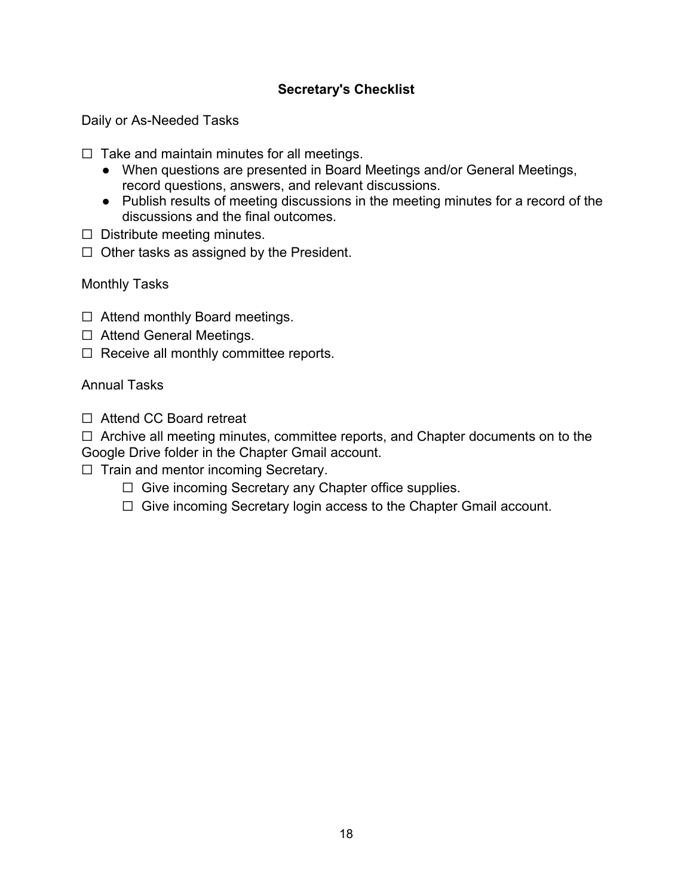**Secretary's Checklist**

Daily or As-Needed Tasks

☐ Take and maintain minutes for all meetings.
- When questions are presented in Board Meetings and/or General Meetings, record questions, answers, and relevant discussions.
- Publish results of meeting discussions in the meeting minutes for a record of the discussions and the final outcomes.

☐ Distribute meeting minutes.

☐ Other tasks as assigned by the President.

Monthly Tasks

☐ Attend monthly Board meetings.

☐ Attend General Meetings.

☐ Receive all monthly committee reports.

Annual Tasks

☐ Attend CC Board retreat

☐ Archive all meeting minutes, committee reports, and Chapter documents on to the Google Drive folder in the Chapter Gmail account.

☐ Train and mentor incoming Secretary.
- ☐ Give incoming Secretary any Chapter office supplies.
- ☐ Give incoming Secretary login access to the Chapter Gmail account.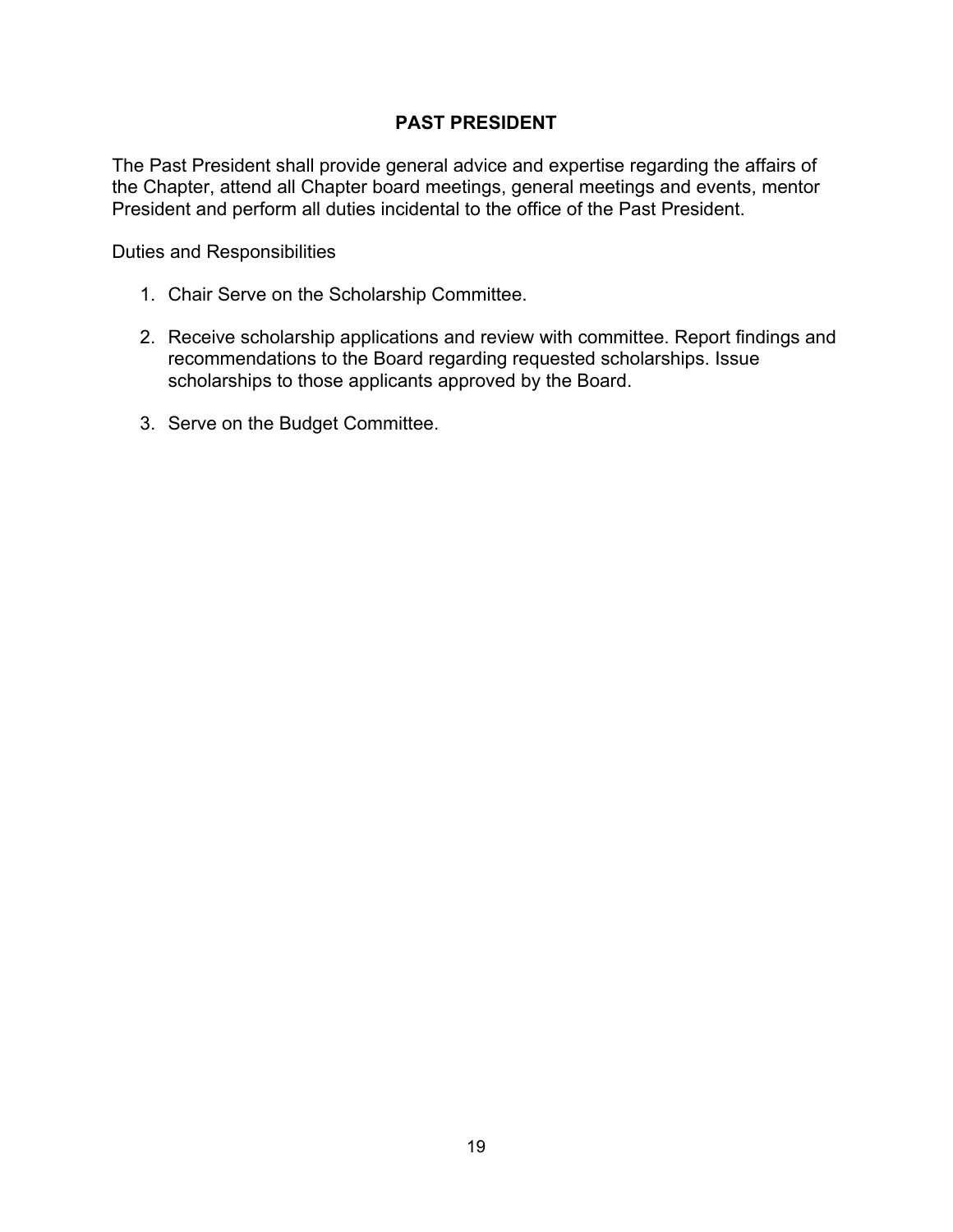## PAST PRESIDENT

The Past President shall provide general advice and expertise regarding the affairs of the Chapter, attend all Chapter board meetings, general meetings and events, mentor President and perform all duties incidental to the office of the Past President.

Duties and Responsibilities

1. Chair Serve on the Scholarship Committee.

2. Receive scholarship applications and review with committee. Report findings and recommendations to the Board regarding requested scholarships. Issue scholarships to those applicants approved by the Board.

3. Serve on the Budget Committee.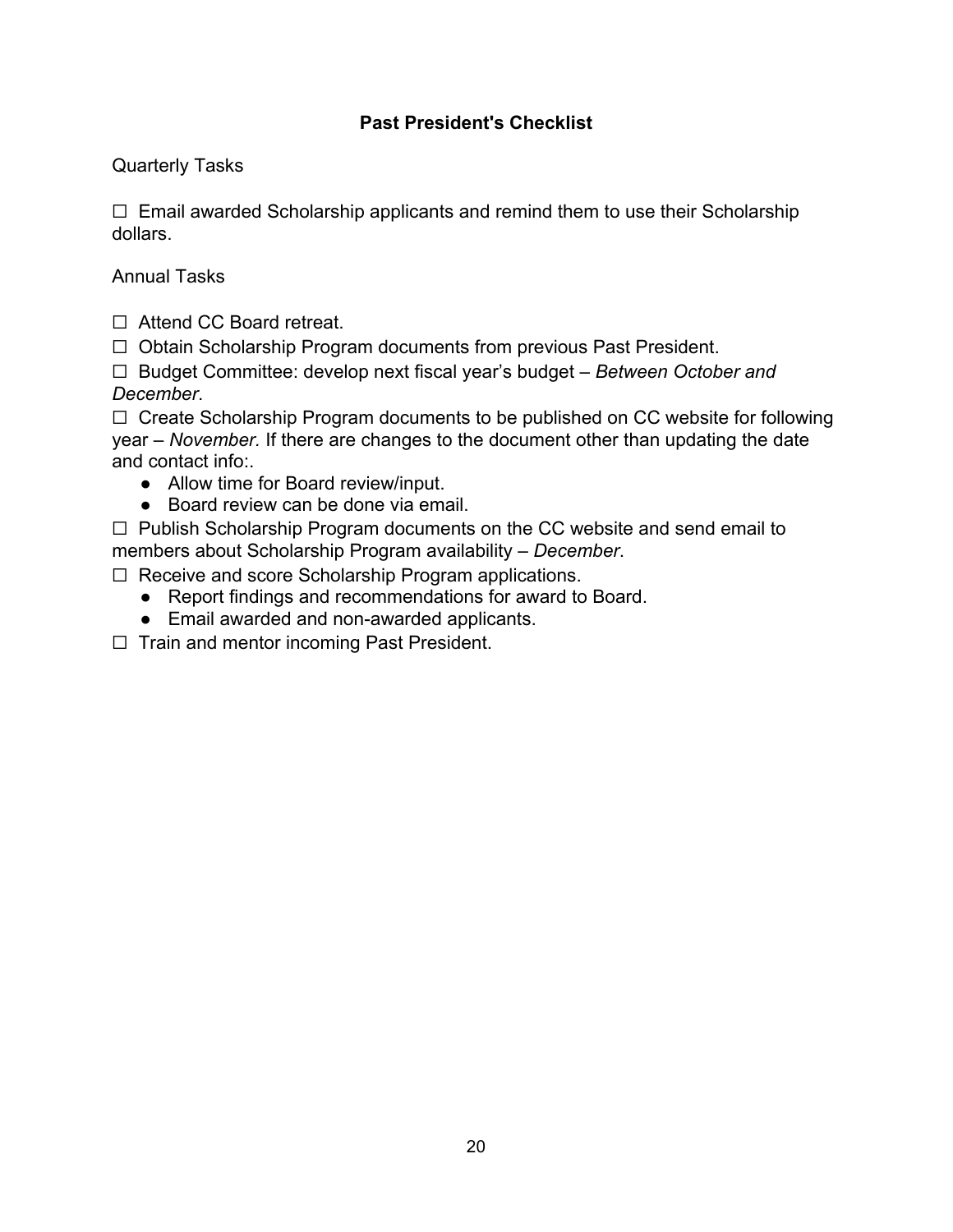**Past President's Checklist**

Quarterly Tasks

☐ Email awarded Scholarship applicants and remind them to use their Scholarship dollars.

Annual Tasks

☐ Attend CC Board retreat.

☐ Obtain Scholarship Program documents from previous Past President.

☐ Budget Committee: develop next fiscal year's budget – *Between October and December*.

☐ Create Scholarship Program documents to be published on CC website for following year – *November.* If there are changes to the document other than updating the date and contact info:.

- Allow time for Board review/input.
- Board review can be done via email.

☐ Publish Scholarship Program documents on the CC website and send email to members about Scholarship Program availability – *December*.

☐ Receive and score Scholarship Program applications.

- Report findings and recommendations for award to Board.
- Email awarded and non-awarded applicants.

☐ Train and mentor incoming Past President.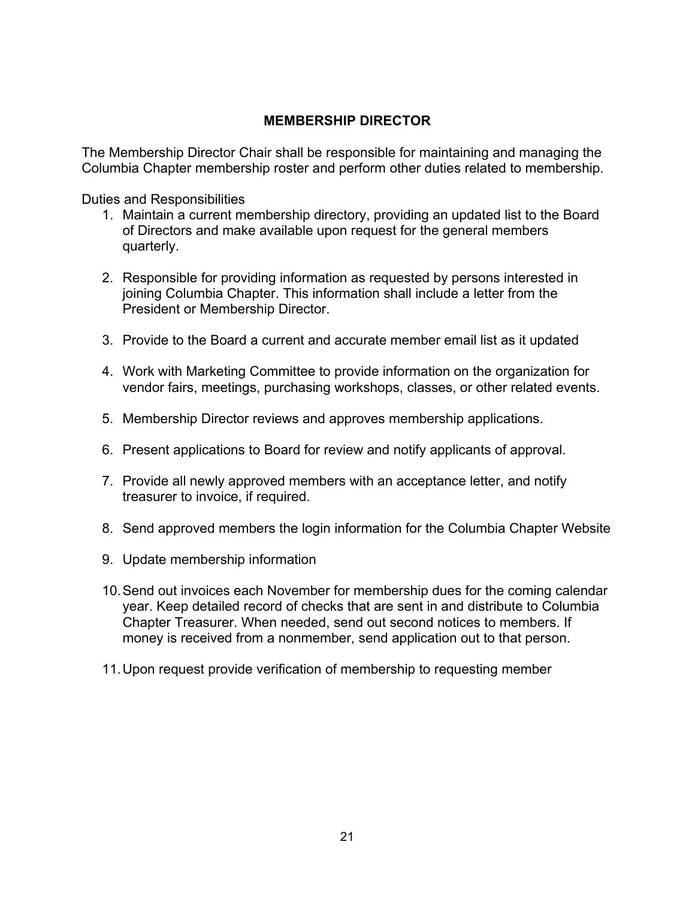## MEMBERSHIP DIRECTOR

The Membership Director Chair shall be responsible for maintaining and managing the Columbia Chapter membership roster and perform other duties related to membership.

Duties and Responsibilities

1. Maintain a current membership directory, providing an updated list to the Board of Directors and make available upon request for the general members quarterly.

2. Responsible for providing information as requested by persons interested in joining Columbia Chapter. This information shall include a letter from the President or Membership Director.

3. Provide to the Board a current and accurate member email list as it updated

4. Work with Marketing Committee to provide information on the organization for vendor fairs, meetings, purchasing workshops, classes, or other related events.

5. Membership Director reviews and approves membership applications.

6. Present applications to Board for review and notify applicants of approval.

7. Provide all newly approved members with an acceptance letter, and notify treasurer to invoice, if required.

8. Send approved members the login information for the Columbia Chapter Website

9. Update membership information

10. Send out invoices each November for membership dues for the coming calendar year. Keep detailed record of checks that are sent in and distribute to Columbia Chapter Treasurer. When needed, send out second notices to members. If money is received from a nonmember, send application out to that person.

11. Upon request provide verification of membership to requesting member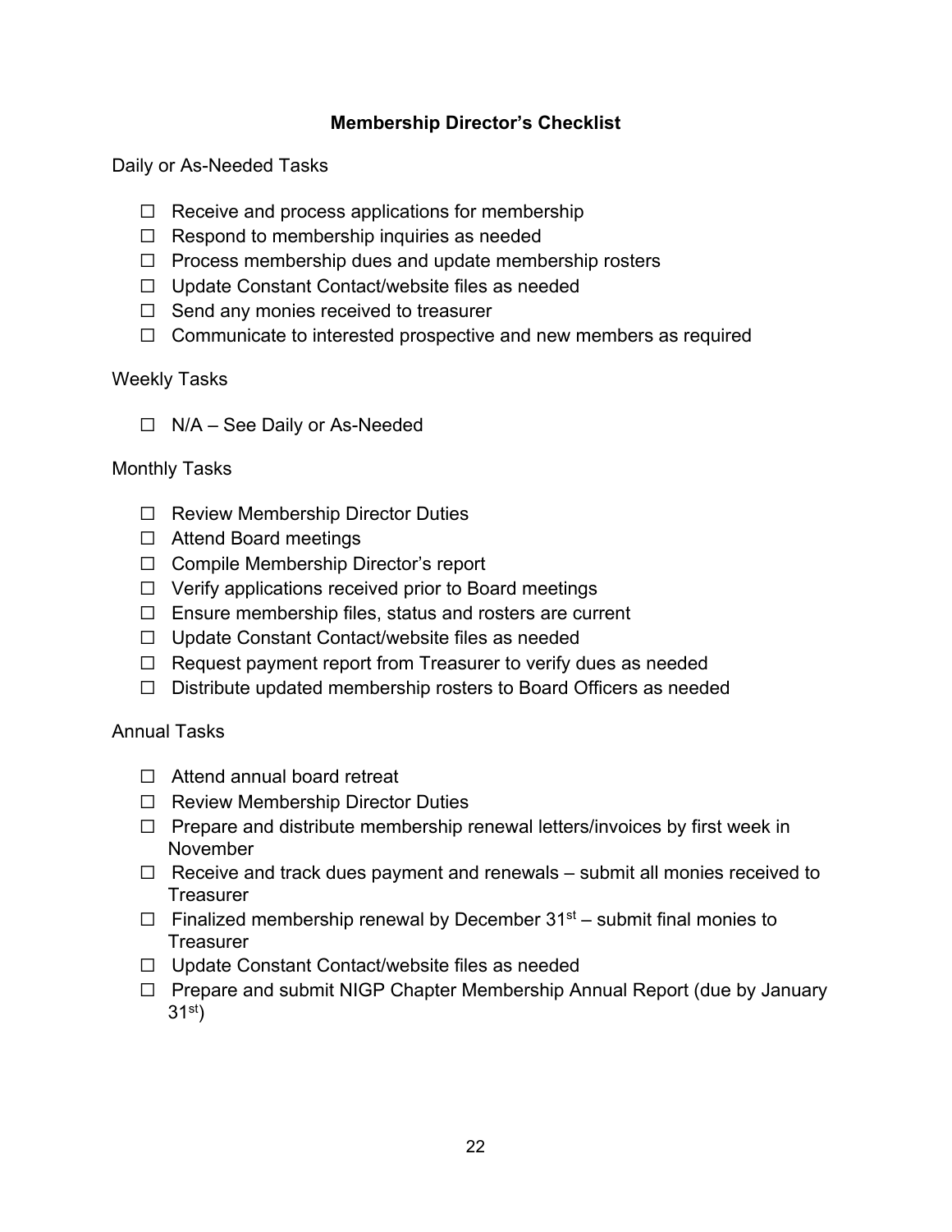## Membership Director's Checklist

Daily or As-Needed Tasks

- ☐ Receive and process applications for membership
- ☐ Respond to membership inquiries as needed
- ☐ Process membership dues and update membership rosters
- ☐ Update Constant Contact/website files as needed
- ☐ Send any monies received to treasurer
- ☐ Communicate to interested prospective and new members as required

Weekly Tasks

- ☐ N/A – See Daily or As-Needed

Monthly Tasks

- ☐ Review Membership Director Duties
- ☐ Attend Board meetings
- ☐ Compile Membership Director's report
- ☐ Verify applications received prior to Board meetings
- ☐ Ensure membership files, status and rosters are current
- ☐ Update Constant Contact/website files as needed
- ☐ Request payment report from Treasurer to verify dues as needed
- ☐ Distribute updated membership rosters to Board Officers as needed

Annual Tasks

- ☐ Attend annual board retreat
- ☐ Review Membership Director Duties
- ☐ Prepare and distribute membership renewal letters/invoices by first week in November
- ☐ Receive and track dues payment and renewals – submit all monies received to Treasurer
- ☐ Finalized membership renewal by December 31st – submit final monies to Treasurer
- ☐ Update Constant Contact/website files as needed
- ☐ Prepare and submit NIGP Chapter Membership Annual Report (due by January 31st)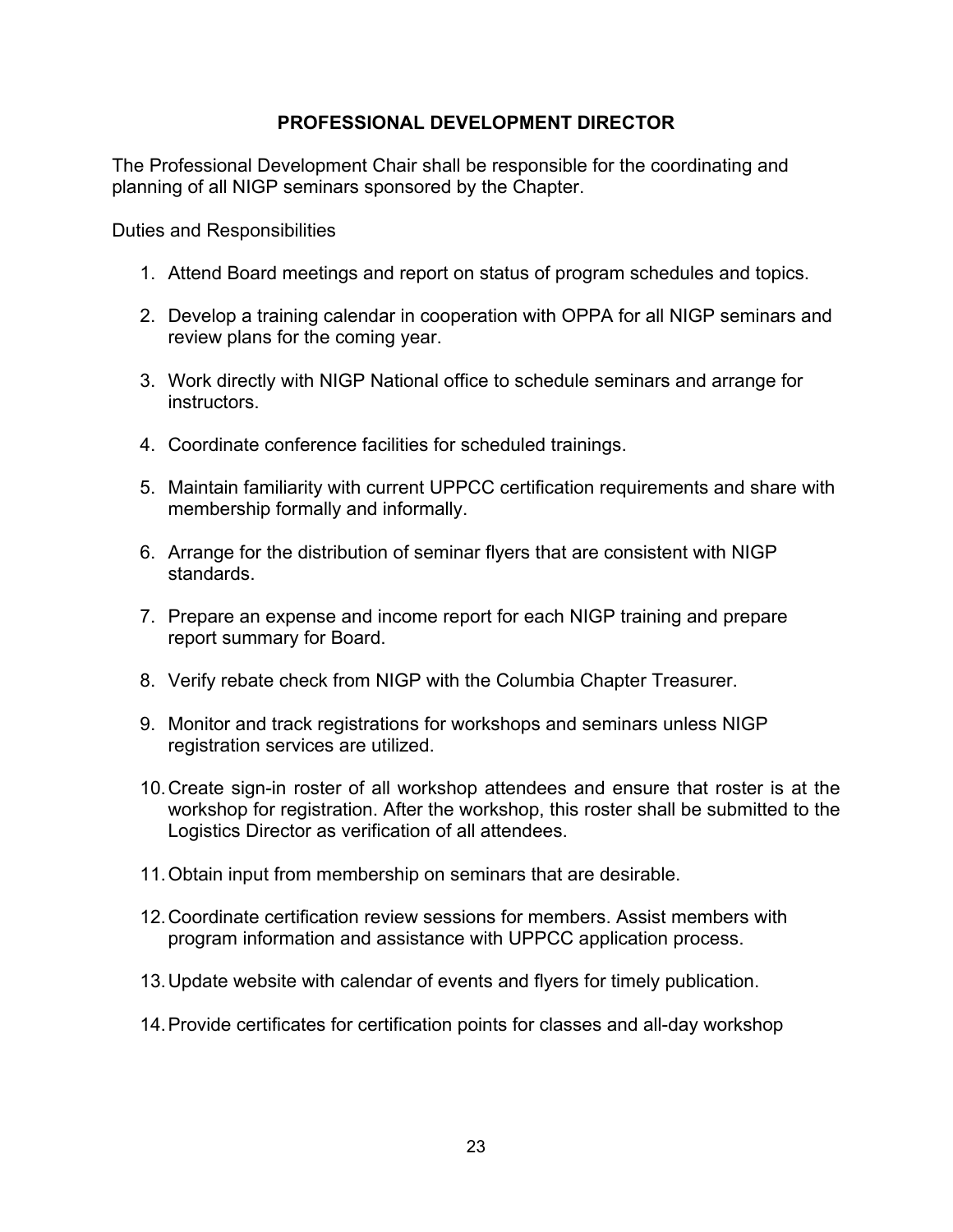## PROFESSIONAL DEVELOPMENT DIRECTOR

The Professional Development Chair shall be responsible for the coordinating and planning of all NIGP seminars sponsored by the Chapter.

Duties and Responsibilities

1. Attend Board meetings and report on status of program schedules and topics.
2. Develop a training calendar in cooperation with OPPA for all NIGP seminars and review plans for the coming year.
3. Work directly with NIGP National office to schedule seminars and arrange for instructors.
4. Coordinate conference facilities for scheduled trainings.
5. Maintain familiarity with current UPPCC certification requirements and share with membership formally and informally.
6. Arrange for the distribution of seminar flyers that are consistent with NIGP standards.
7. Prepare an expense and income report for each NIGP training and prepare report summary for Board.
8. Verify rebate check from NIGP with the Columbia Chapter Treasurer.
9. Monitor and track registrations for workshops and seminars unless NIGP registration services are utilized.
10. Create sign-in roster of all workshop attendees and ensure that roster is at the workshop for registration. After the workshop, this roster shall be submitted to the Logistics Director as verification of all attendees.
11. Obtain input from membership on seminars that are desirable.
12. Coordinate certification review sessions for members. Assist members with program information and assistance with UPPCC application process.
13. Update website with calendar of events and flyers for timely publication.
14. Provide certificates for certification points for classes and all-day workshop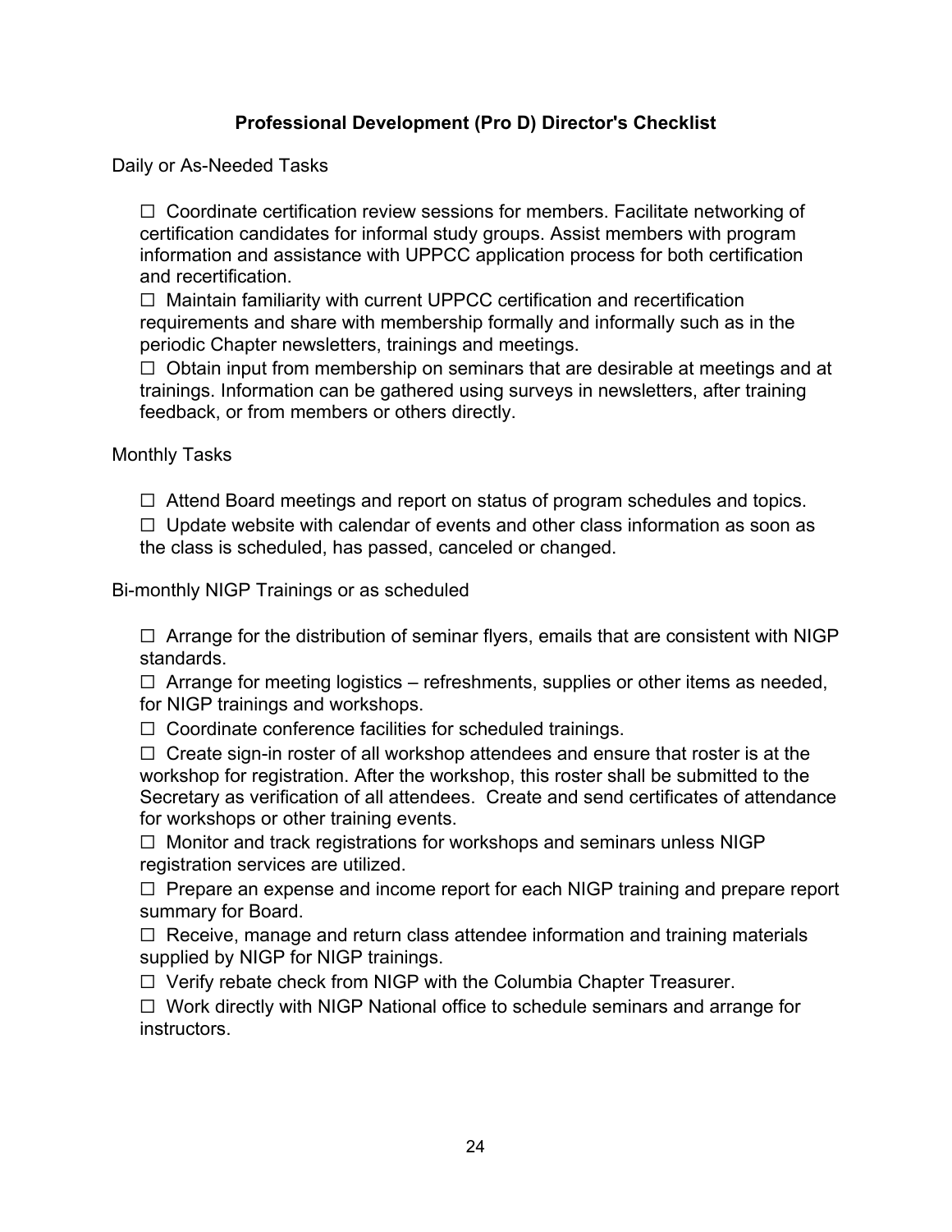# Professional Development (Pro D) Director's Checklist

Daily or As-Needed Tasks

- ☐ Coordinate certification review sessions for members. Facilitate networking of certification candidates for informal study groups. Assist members with program information and assistance with UPPCC application process for both certification and recertification.
- ☐ Maintain familiarity with current UPPCC certification and recertification requirements and share with membership formally and informally such as in the periodic Chapter newsletters, trainings and meetings.
- ☐ Obtain input from membership on seminars that are desirable at meetings and at trainings. Information can be gathered using surveys in newsletters, after training feedback, or from members or others directly.

Monthly Tasks

- ☐ Attend Board meetings and report on status of program schedules and topics.
- ☐ Update website with calendar of events and other class information as soon as the class is scheduled, has passed, canceled or changed.

Bi-monthly NIGP Trainings or as scheduled

- ☐ Arrange for the distribution of seminar flyers, emails that are consistent with NIGP standards.
- ☐ Arrange for meeting logistics – refreshments, supplies or other items as needed, for NIGP trainings and workshops.
- ☐ Coordinate conference facilities for scheduled trainings.
- ☐ Create sign-in roster of all workshop attendees and ensure that roster is at the workshop for registration. After the workshop, this roster shall be submitted to the Secretary as verification of all attendees. Create and send certificates of attendance for workshops or other training events.
- ☐ Monitor and track registrations for workshops and seminars unless NIGP registration services are utilized.
- ☐ Prepare an expense and income report for each NIGP training and prepare report summary for Board.
- ☐ Receive, manage and return class attendee information and training materials supplied by NIGP for NIGP trainings.
- ☐ Verify rebate check from NIGP with the Columbia Chapter Treasurer.
- ☐ Work directly with NIGP National office to schedule seminars and arrange for instructors.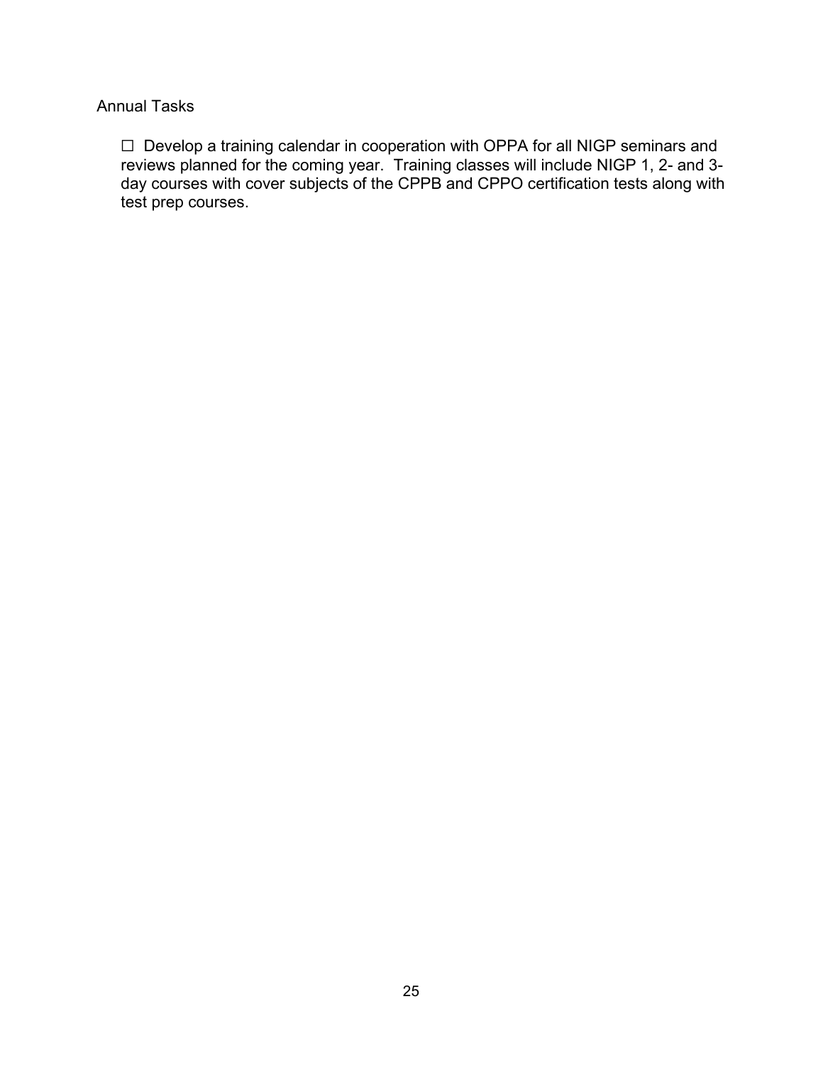Annual Tasks

☐ Develop a training calendar in cooperation with OPPA for all NIGP seminars and reviews planned for the coming year. Training classes will include NIGP 1, 2- and 3-day courses with cover subjects of the CPPB and CPPO certification tests along with test prep courses.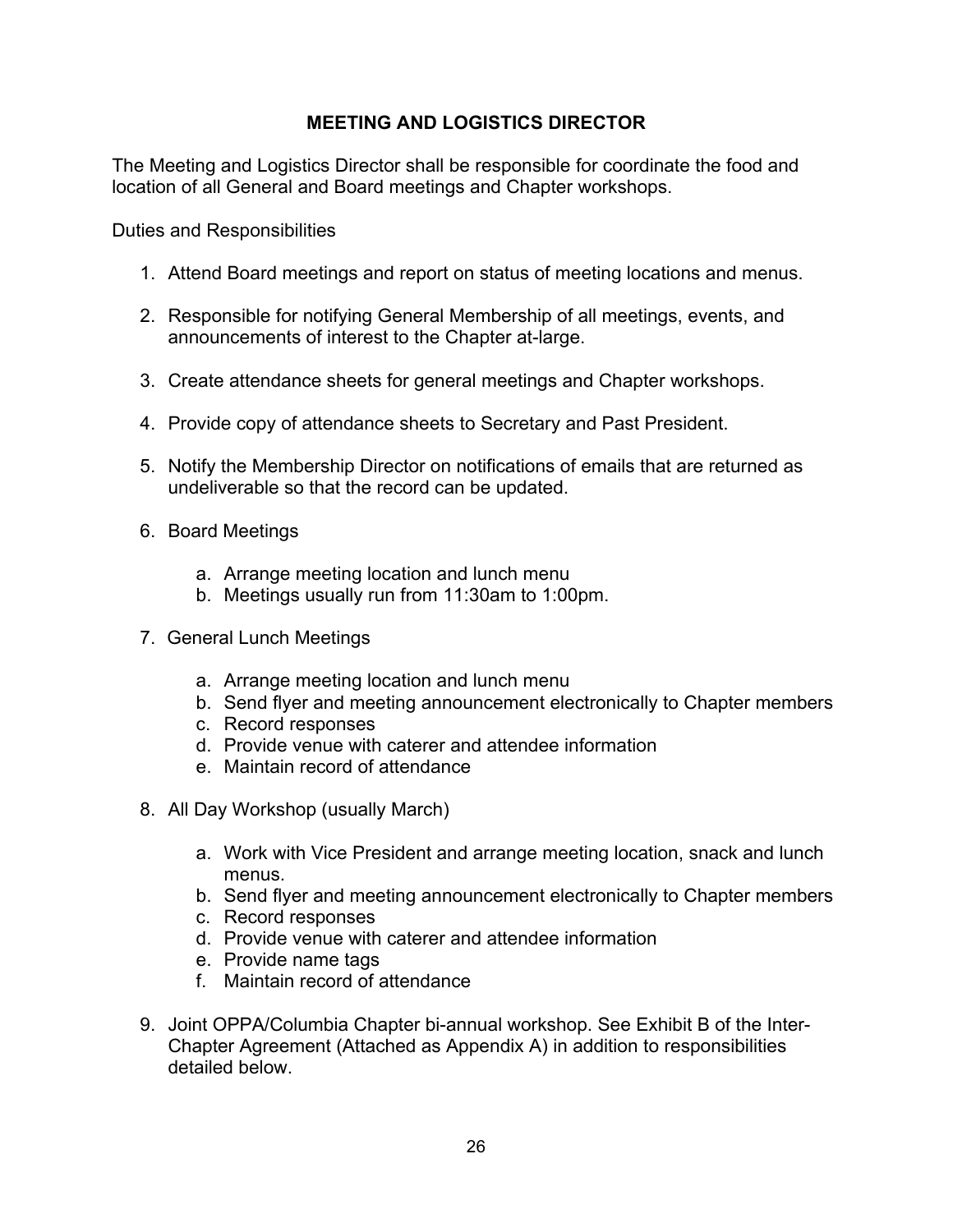## MEETING AND LOGISTICS DIRECTOR

The Meeting and Logistics Director shall be responsible for coordinate the food and location of all General and Board meetings and Chapter workshops.

Duties and Responsibilities

1. Attend Board meetings and report on status of meeting locations and menus.

2. Responsible for notifying General Membership of all meetings, events, and announcements of interest to the Chapter at-large.

3. Create attendance sheets for general meetings and Chapter workshops.

4. Provide copy of attendance sheets to Secretary and Past President.

5. Notify the Membership Director on notifications of emails that are returned as undeliverable so that the record can be updated.

6. Board Meetings

   a. Arrange meeting location and lunch menu
   b. Meetings usually run from 11:30am to 1:00pm.

7. General Lunch Meetings

   a. Arrange meeting location and lunch menu
   b. Send flyer and meeting announcement electronically to Chapter members
   c. Record responses
   d. Provide venue with caterer and attendee information
   e. Maintain record of attendance

8. All Day Workshop (usually March)

   a. Work with Vice President and arrange meeting location, snack and lunch menus.
   b. Send flyer and meeting announcement electronically to Chapter members
   c. Record responses
   d. Provide venue with caterer and attendee information
   e. Provide name tags
   f. Maintain record of attendance

9. Joint OPPA/Columbia Chapter bi-annual workshop. See Exhibit B of the Inter-Chapter Agreement (Attached as Appendix A) in addition to responsibilities detailed below.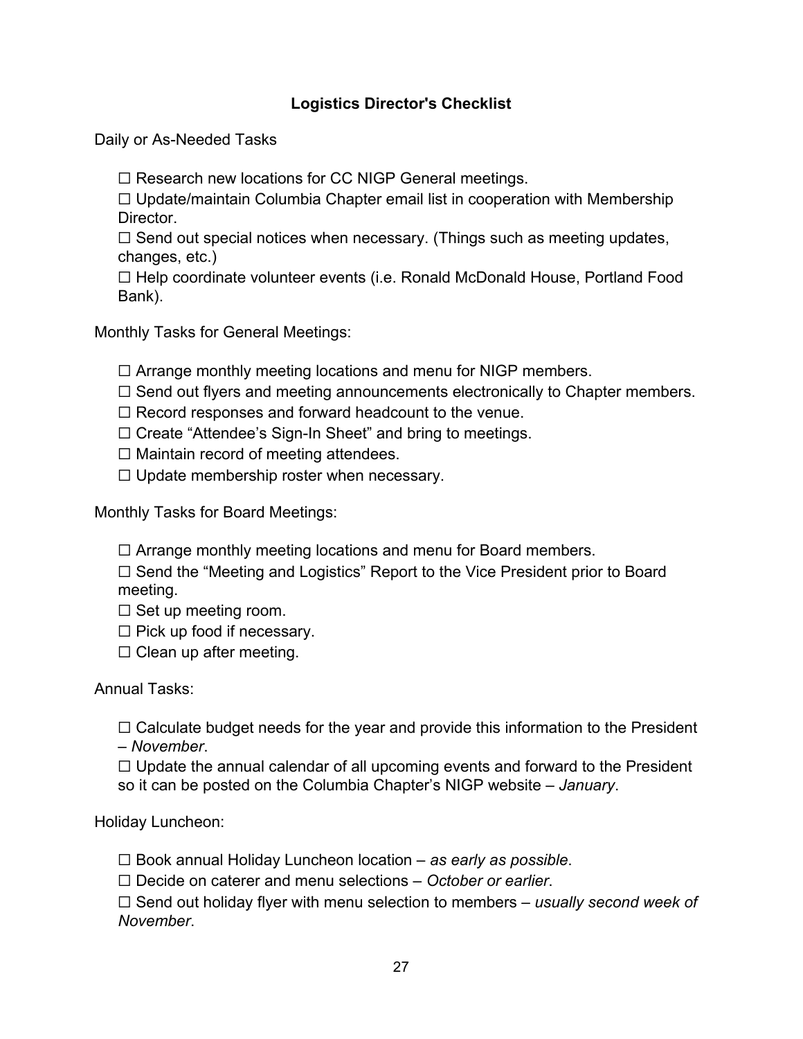**Logistics Director's Checklist**

Daily or As-Needed Tasks

☐ Research new locations for CC NIGP General meetings.
☐ Update/maintain Columbia Chapter email list in cooperation with Membership Director.
☐ Send out special notices when necessary. (Things such as meeting updates, changes, etc.)
☐ Help coordinate volunteer events (i.e. Ronald McDonald House, Portland Food Bank).

Monthly Tasks for General Meetings:

☐ Arrange monthly meeting locations and menu for NIGP members.
☐ Send out flyers and meeting announcements electronically to Chapter members.
☐ Record responses and forward headcount to the venue.
☐ Create "Attendee's Sign-In Sheet" and bring to meetings.
☐ Maintain record of meeting attendees.
☐ Update membership roster when necessary.

Monthly Tasks for Board Meetings:

☐ Arrange monthly meeting locations and menu for Board members.
☐ Send the "Meeting and Logistics" Report to the Vice President prior to Board meeting.
☐ Set up meeting room.
☐ Pick up food if necessary.
☐ Clean up after meeting.

Annual Tasks:

☐ Calculate budget needs for the year and provide this information to the President – *November*.
☐ Update the annual calendar of all upcoming events and forward to the President so it can be posted on the Columbia Chapter's NIGP website – *January*.

Holiday Luncheon:

☐ Book annual Holiday Luncheon location – *as early as possible*.
☐ Decide on caterer and menu selections – *October or earlier*.
☐ Send out holiday flyer with menu selection to members – *usually second week of November*.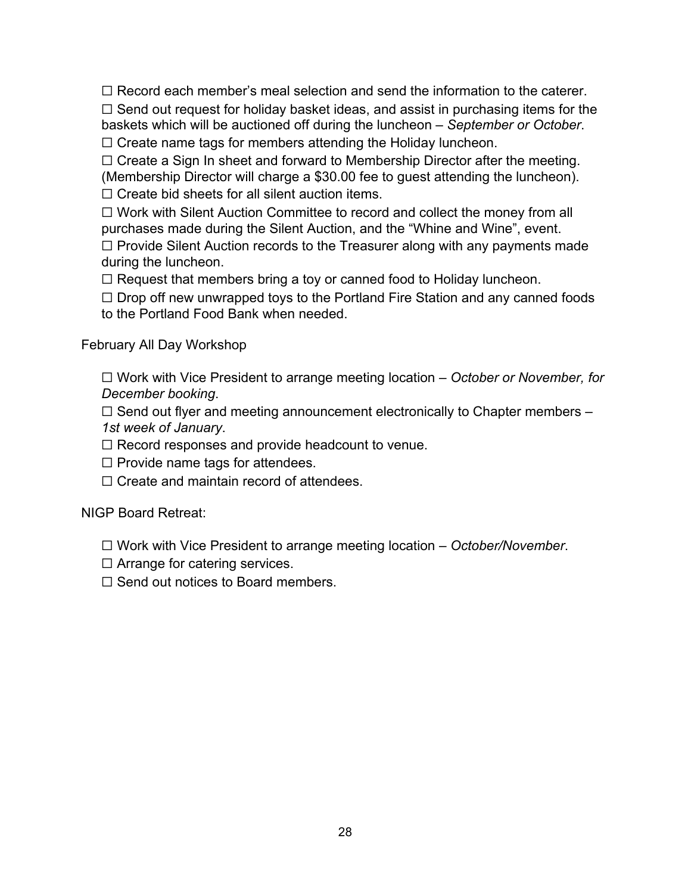☐ Record each member's meal selection and send the information to the caterer.

☐ Send out request for holiday basket ideas, and assist in purchasing items for the baskets which will be auctioned off during the luncheon – *September or October*.

☐ Create name tags for members attending the Holiday luncheon.

☐ Create a Sign In sheet and forward to Membership Director after the meeting. (Membership Director will charge a $30.00 fee to guest attending the luncheon).

☐ Create bid sheets for all silent auction items.

☐ Work with Silent Auction Committee to record and collect the money from all purchases made during the Silent Auction, and the "Whine and Wine", event.

☐ Provide Silent Auction records to the Treasurer along with any payments made during the luncheon.

☐ Request that members bring a toy or canned food to Holiday luncheon.

☐ Drop off new unwrapped toys to the Portland Fire Station and any canned foods to the Portland Food Bank when needed.

February All Day Workshop

☐ Work with Vice President to arrange meeting location – *October or November, for December booking*.

☐ Send out flyer and meeting announcement electronically to Chapter members – *1st week of January*.

☐ Record responses and provide headcount to venue.

☐ Provide name tags for attendees.

☐ Create and maintain record of attendees.

NIGP Board Retreat:

☐ Work with Vice President to arrange meeting location – *October/November*.

☐ Arrange for catering services.

☐ Send out notices to Board members.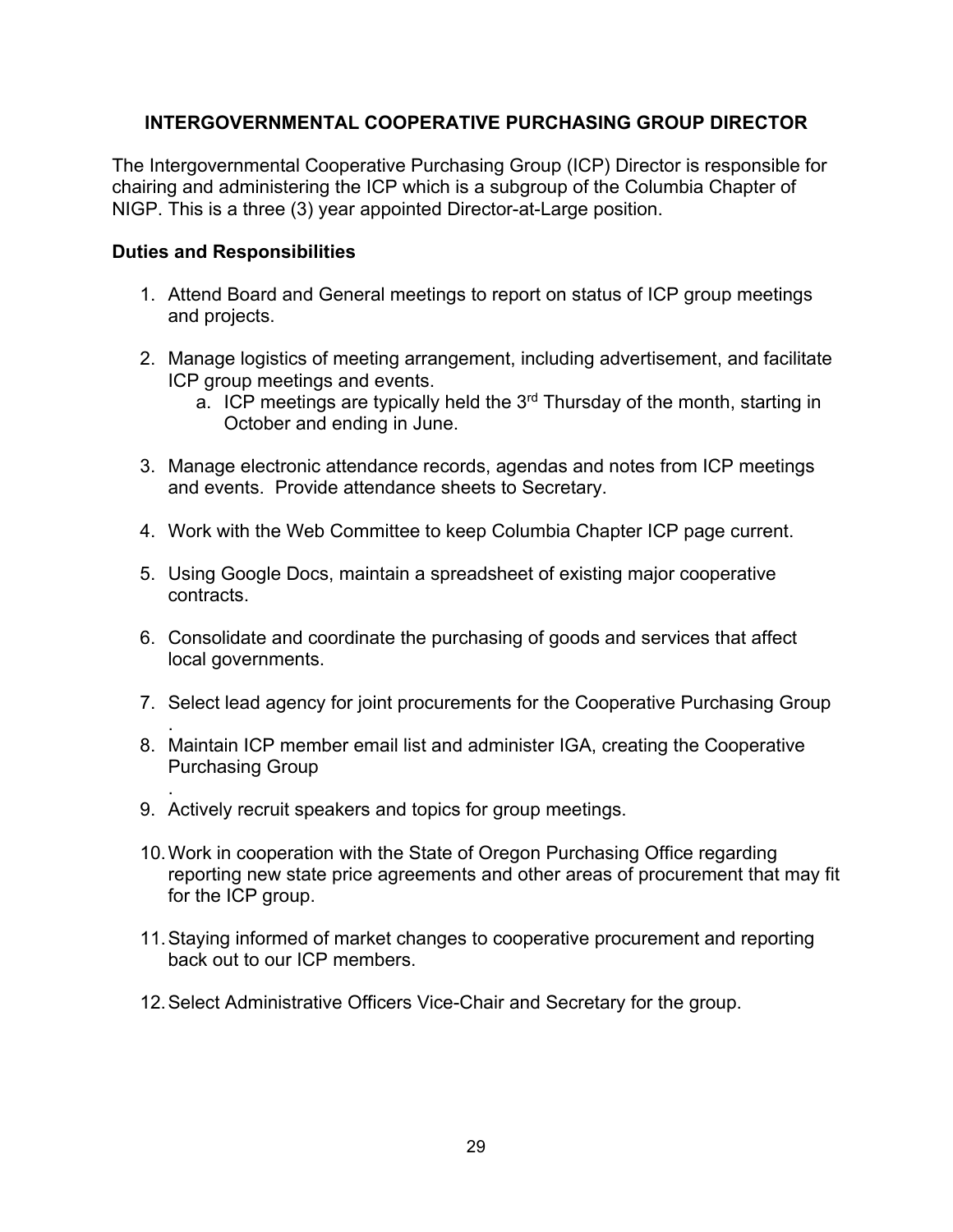## INTERGOVERNMENTAL COOPERATIVE PURCHASING GROUP DIRECTOR

The Intergovernmental Cooperative Purchasing Group (ICP) Director is responsible for chairing and administering the ICP which is a subgroup of the Columbia Chapter of NIGP. This is a three (3) year appointed Director-at-Large position.

### Duties and Responsibilities

1. Attend Board and General meetings to report on status of ICP group meetings and projects.

2. Manage logistics of meeting arrangement, including advertisement, and facilitate ICP group meetings and events.
   a. ICP meetings are typically held the 3rd Thursday of the month, starting in October and ending in June.

3. Manage electronic attendance records, agendas and notes from ICP meetings and events. Provide attendance sheets to Secretary.

4. Work with the Web Committee to keep Columbia Chapter ICP page current.

5. Using Google Docs, maintain a spreadsheet of existing major cooperative contracts.

6. Consolidate and coordinate the purchasing of goods and services that affect local governments.

7. Select lead agency for joint procurements for the Cooperative Purchasing Group .

8. Maintain ICP member email list and administer IGA, creating the Cooperative Purchasing Group .

9. Actively recruit speakers and topics for group meetings.

10. Work in cooperation with the State of Oregon Purchasing Office regarding reporting new state price agreements and other areas of procurement that may fit for the ICP group.

11. Staying informed of market changes to cooperative procurement and reporting back out to our ICP members.

12. Select Administrative Officers Vice-Chair and Secretary for the group.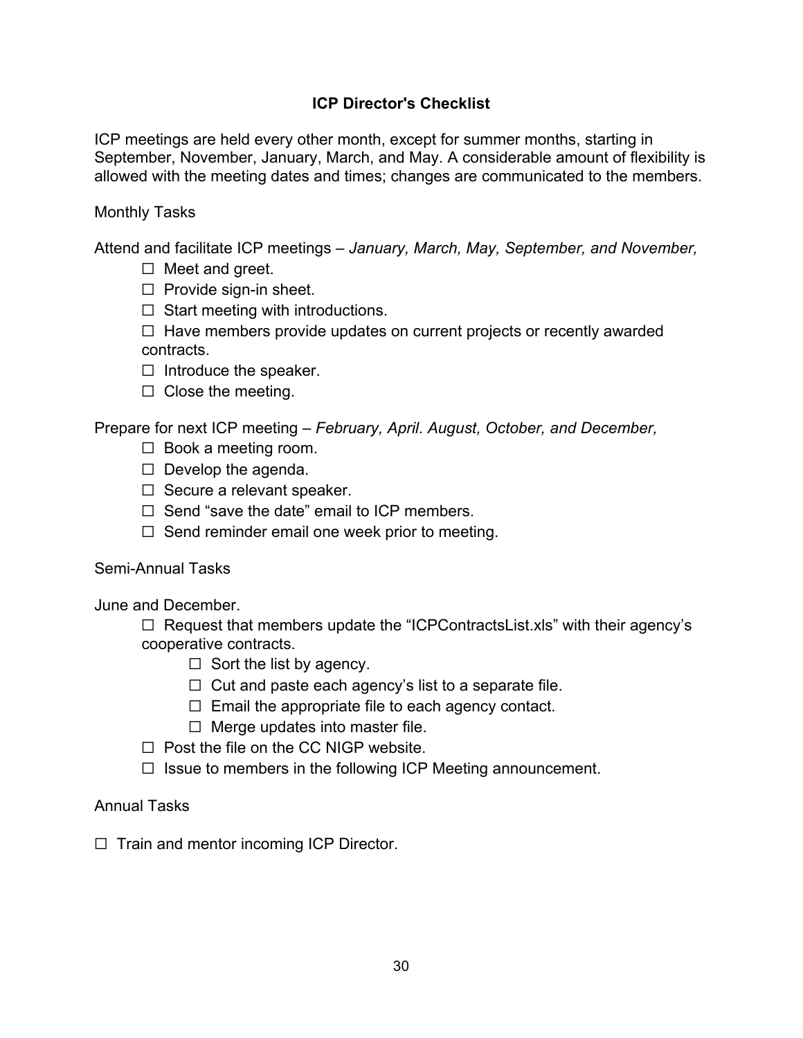## ICP Director's Checklist

ICP meetings are held every other month, except for summer months, starting in September, November, January, March, and May. A considerable amount of flexibility is allowed with the meeting dates and times; changes are communicated to the members.

Monthly Tasks

Attend and facilitate ICP meetings – *January, March, May, September, and November,*

- ☐ Meet and greet.
- ☐ Provide sign-in sheet.
- ☐ Start meeting with introductions.
- ☐ Have members provide updates on current projects or recently awarded contracts.
- ☐ Introduce the speaker.
- ☐ Close the meeting.

Prepare for next ICP meeting – *February, April*. *August, October, and December,*

- ☐ Book a meeting room.
- ☐ Develop the agenda.
- ☐ Secure a relevant speaker.
- ☐ Send "save the date" email to ICP members.
- ☐ Send reminder email one week prior to meeting.

Semi-Annual Tasks

June and December.

- ☐ Request that members update the "ICPContractsList.xls" with their agency's cooperative contracts.
  - ☐ Sort the list by agency.
  - ☐ Cut and paste each agency's list to a separate file.
  - ☐ Email the appropriate file to each agency contact.
  - ☐ Merge updates into master file.
- ☐ Post the file on the CC NIGP website.
- ☐ Issue to members in the following ICP Meeting announcement.

Annual Tasks

☐ Train and mentor incoming ICP Director.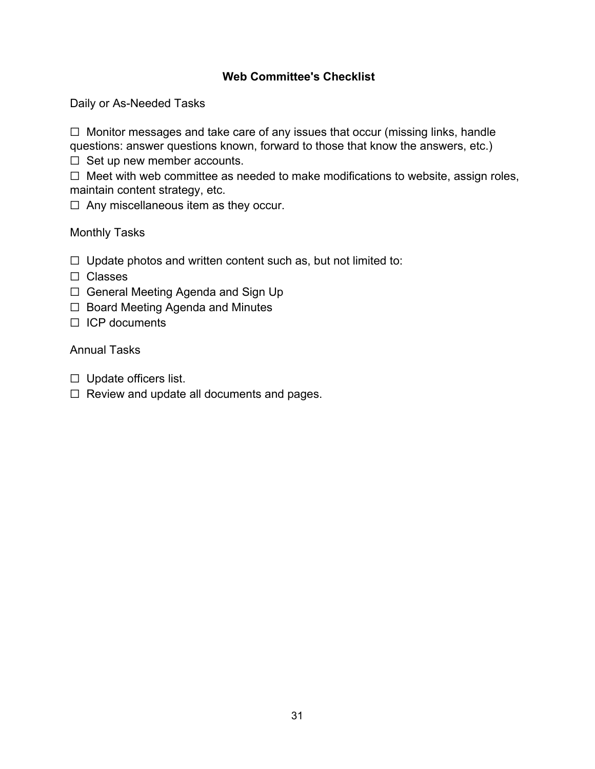## Web Committee's Checklist

Daily or As-Needed Tasks

☐ Monitor messages and take care of any issues that occur (missing links, handle questions: answer questions known, forward to those that know the answers, etc.)
☐ Set up new member accounts.
☐ Meet with web committee as needed to make modifications to website, assign roles, maintain content strategy, etc.
☐ Any miscellaneous item as they occur.

Monthly Tasks

☐ Update photos and written content such as, but not limited to:
☐ Classes
☐ General Meeting Agenda and Sign Up
☐ Board Meeting Agenda and Minutes
☐ ICP documents

Annual Tasks

☐ Update officers list.
☐ Review and update all documents and pages.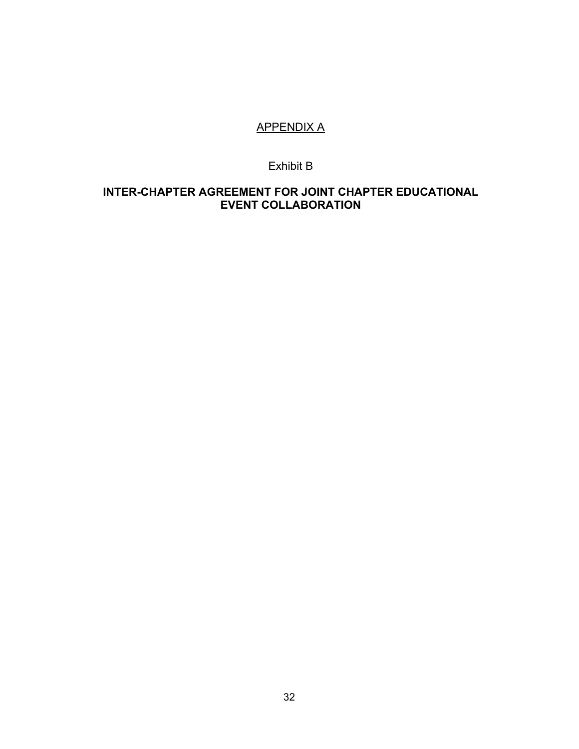<u>APPENDIX A</u>

Exhibit B

## INTER-CHAPTER AGREEMENT FOR JOINT CHAPTER EDUCATIONAL EVENT COLLABORATION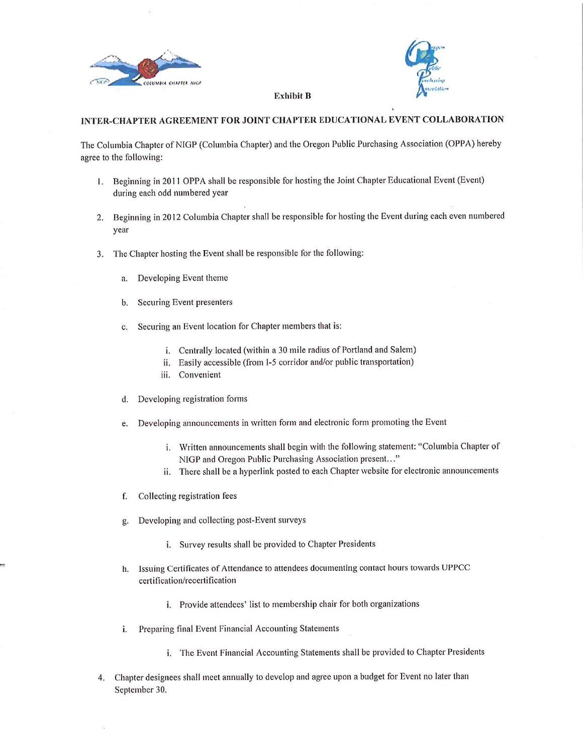Exhibit B

## INTER-CHAPTER AGREEMENT FOR JOINT CHAPTER EDUCATIONAL EVENT COLLABORATION

The Columbia Chapter of NIGP (Columbia Chapter) and the Oregon Public Purchasing Association (OPPA) hereby agree to the following:

1. Beginning in 2011 OPPA shall be responsible for hosting the Joint Chapter Educational Event (Event) during each odd numbered year

2. Beginning in 2012 Columbia Chapter shall be responsible for hosting the Event during each even numbered year

3. The Chapter hosting the Event shall be responsible for the following:

   a. Developing Event theme

   b. Securing Event presenters

   c. Securing an Event location for Chapter members that is:

      i. Centrally located (within a 30 mile radius of Portland and Salem)
      ii. Easily accessible (from I-5 corridor and/or public transportation)
      iii. Convenient

   d. Developing registration forms

   e. Developing announcements in written form and electronic form promoting the Event

      i. Written announcements shall begin with the following statement: "Columbia Chapter of NIGP and Oregon Public Purchasing Association present…"
      ii. There shall be a hyperlink posted to each Chapter website for electronic announcements

   f. Collecting registration fees

   g. Developing and collecting post-Event surveys

      i. Survey results shall be provided to Chapter Presidents

   h. Issuing Certificates of Attendance to attendees documenting contact hours towards UPPCC certification/recertification

      i. Provide attendees' list to membership chair for both organizations

   i. Preparing final Event Financial Accounting Statements

      i. The Event Financial Accounting Statements shall be provided to Chapter Presidents

4. Chapter designees shall meet annually to develop and agree upon a budget for Event no later than September 30.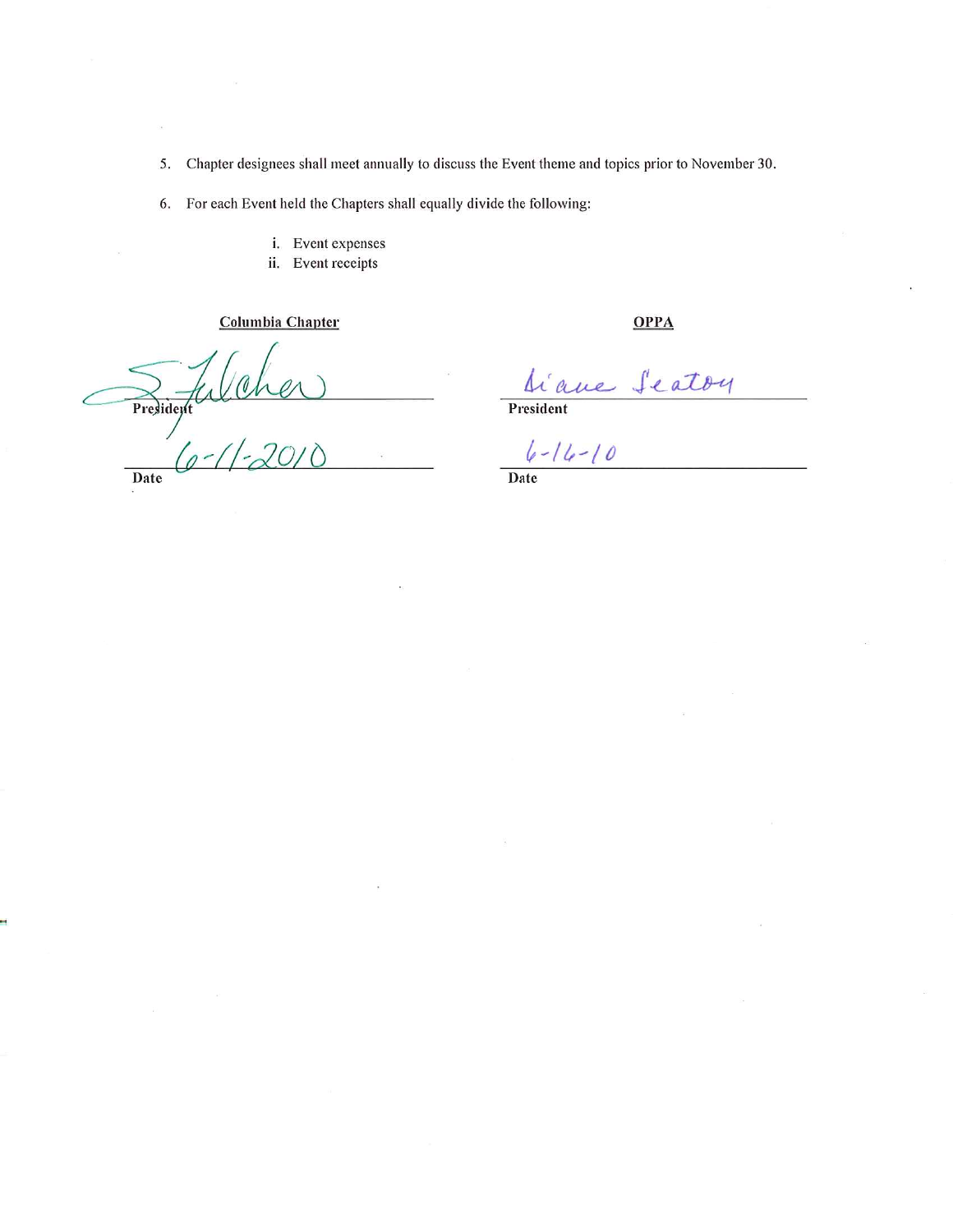5. Chapter designees shall meet annually to discuss the Event theme and topics prior to November 30.

6. For each Event held the Chapters shall equally divide the following:

   i. Event expenses
   ii. Event receipts

| Columbia Chapter | OPPA |
|---|---|
| S. Fulcher | Diane Seaton |
| President | President |
| 6-11-2010 | 6-16-10 |
| Date | Date |